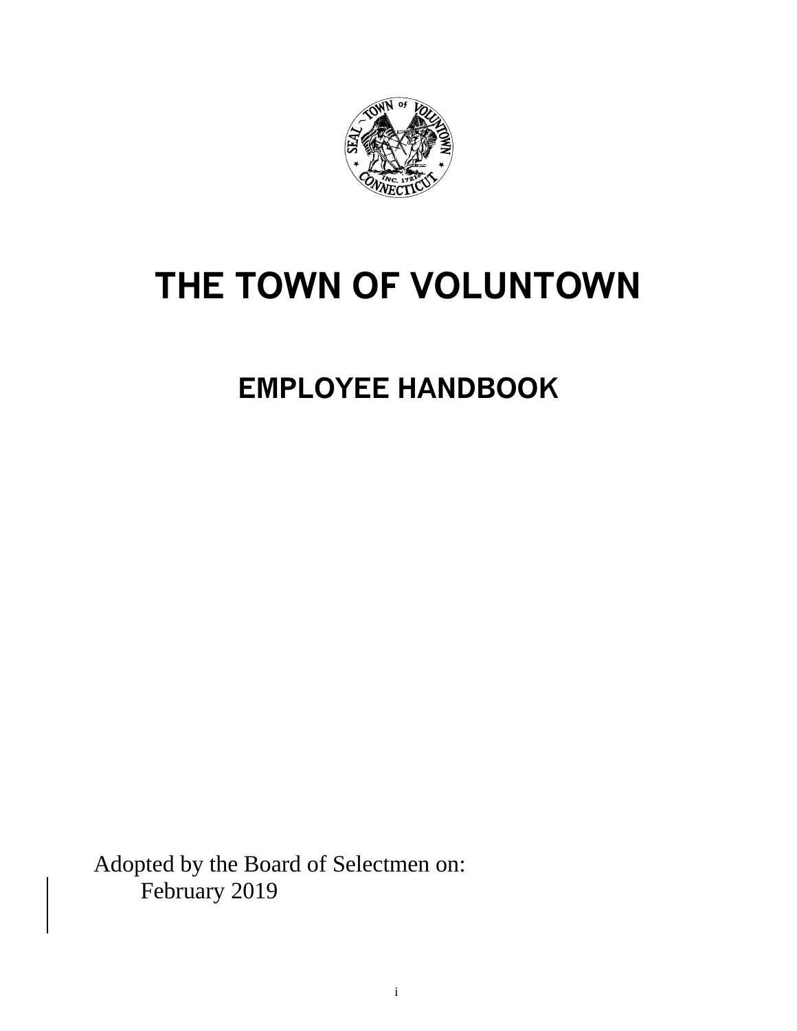# THE TOWN OF VOLUNTOWN

## EMPLOYEE HANDBOOK

Adopted by the Board of Selectmen on:
February 2019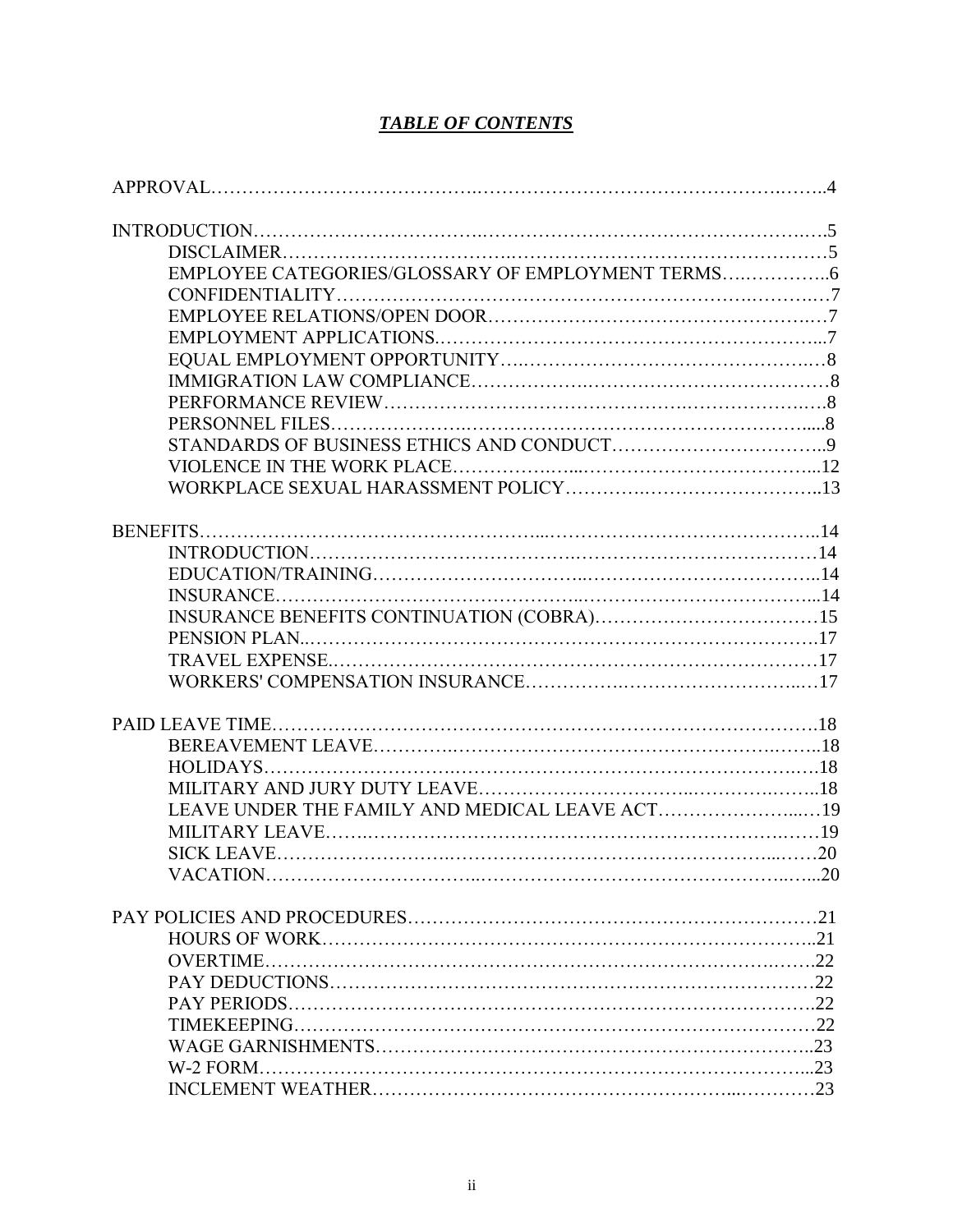## ***TABLE OF CONTENTS***

APPROVAL……………………………………………………………………………………..4

INTRODUCTION…………………………………………………………………………….5
- DISCLAIMER……………………………………………………………………………5
- EMPLOYEE CATEGORIES/GLOSSARY OF EMPLOYMENT TERMS……………..6
- CONFIDENTIALITY……………………………………………………………….……7
- EMPLOYEE RELATIONS/OPEN DOOR…………………………………………….…7
- EMPLOYMENT APPLICATIONS.…………………………………………………...7
- EQUAL EMPLOYMENT OPPORTUNITY…………………………………………..…8
- IMMIGRATION LAW COMPLIANCE………………………………………………8
- PERFORMANCE REVIEW……………………………………………………….….8
- PERSONNEL FILES……………………………………………………………….....8
- STANDARDS OF BUSINESS ETHICS AND CONDUCT…………………………..9
- VIOLENCE IN THE WORK PLACE……………...………………………………...12
- WORKPLACE SEXUAL HARASSMENT POLICY………….……………………..13

BENEFITS……………………………………………...…………………………………..14
- INTRODUCTION…………………………………………………………………14
- EDUCATION/TRAINING………………………………………………………..14
- INSURANCE………………………………...……………………………………...14
- INSURANCE BENEFITS CONTINUATION (COBRA)……………………………15
- PENSION PLAN..………………………………………………………………….17
- TRAVEL EXPENSE.………………………………………………………………17
- WORKERS' COMPENSATION INSURANCE……………..……………………...…17

PAID LEAVE TIME………………………………………………………………………….18
- BEREAVEMENT LEAVE…………..……………………………………………….…..18
- HOLIDAYS………………………………………………………………………….….18
- MILITARY AND JURY DUTY LEAVE………………………………..…………..…..18
- LEAVE UNDER THE FAMILY AND MEDICAL LEAVE ACT……………………...…19
- MILITARY LEAVE.…….……………………………………………………….……19
- SICK LEAVE……………………………………………………………………...……20
- VACATION…………………………...……………………………………………...…..20

PAY POLICIES AND PROCEDURES…………………………………………………………21
- HOURS OF WORK………………………………………………………………………..21
- OVERTIME………………………………………………………………………….…….22
- PAY DEDUCTIONS……………………………………………………………………….22
- PAY PERIODS…………………………………………………………………………….22
- TIMEKEEPING……………………………………………………………………………22
- WAGE GARNISHMENTS…………………………………………………………..23
- W-2 FORM………………………………………………………………………………..23
- INCLEMENT WEATHER…………………………………………………...…………23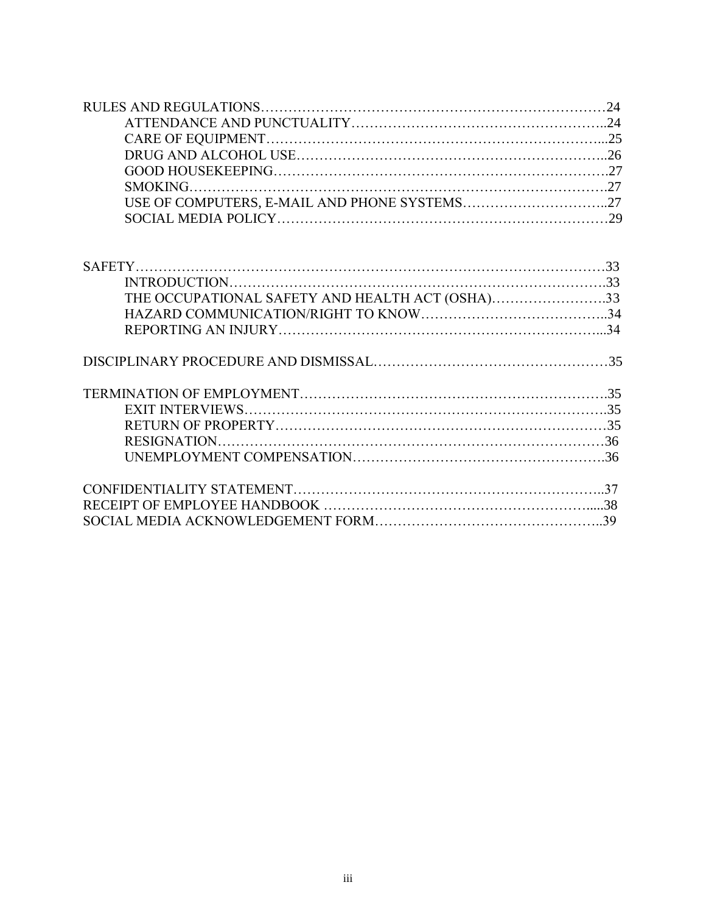RULES AND REGULATIONS……………………………………………………………………24
- ATTENDANCE AND PUNCTUALITY……………………………………………..24
- CARE OF EQUIPMENT…………………………………………………………...25
- DRUG AND ALCOHOL USE……………………………………………………..26
- GOOD HOUSEKEEPING………………………………………………………….27
- SMOKING………………………………………………………………………….27
- USE OF COMPUTERS, E-MAIL AND PHONE SYSTEMS…………………………..27
- SOCIAL MEDIA POLICY…………………………………………………………29

SAFETY……………………………………………………………………………………33
- INTRODUCTION…………………………………………………………………….33
- THE OCCUPATIONAL SAFETY AND HEALTH ACT (OSHA)…………………….33
- HAZARD COMMUNICATION/RIGHT TO KNOW…………………………………..34
- REPORTING AN INJURY…………………………………………………………...34

DISCIPLINARY PROCEDURE AND DISMISSAL……………………………………………35

TERMINATION OF EMPLOYMENT……………………………………………………….35
- EXIT INTERVIEWS………………………………………………………………..35
- RETURN OF PROPERTY…………………………………………………………35
- RESIGNATION……………………………………………………………………36
- UNEMPLOYMENT COMPENSATION…………………………………………….36

CONFIDENTIALITY STATEMENT…………………………………………………………..37

RECEIPT OF EMPLOYEE HANDBOOK ………………………………………………….....38

SOCIAL MEDIA ACKNOWLEDGEMENT FORM………………………………………..39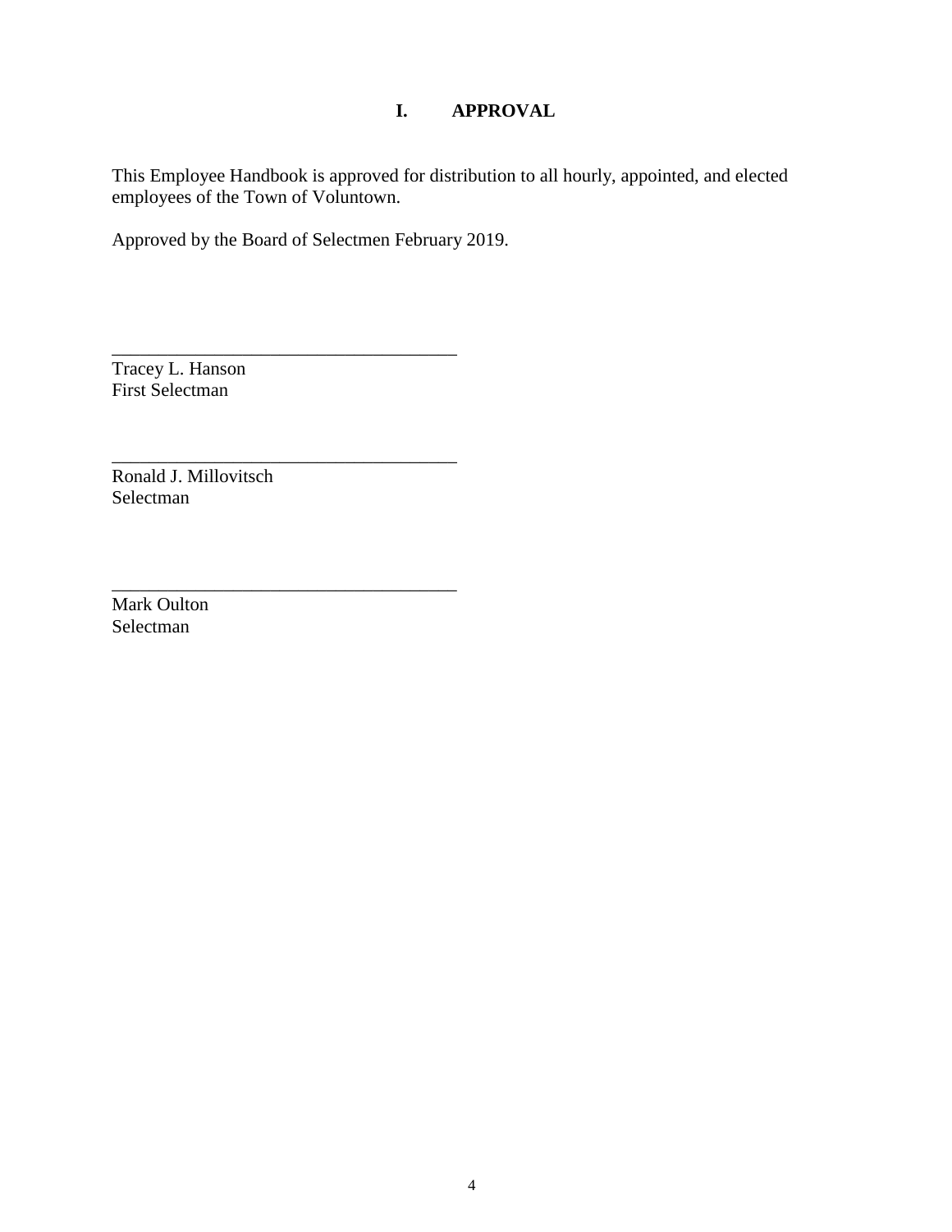# I. APPROVAL

This Employee Handbook is approved for distribution to all hourly, appointed, and elected employees of the Town of Voluntown.

Approved by the Board of Selectmen February 2019.

______________________________________
Tracey L. Hanson
First Selectman

______________________________________
Ronald J. Millovitsch
Selectman

______________________________________
Mark Oulton
Selectman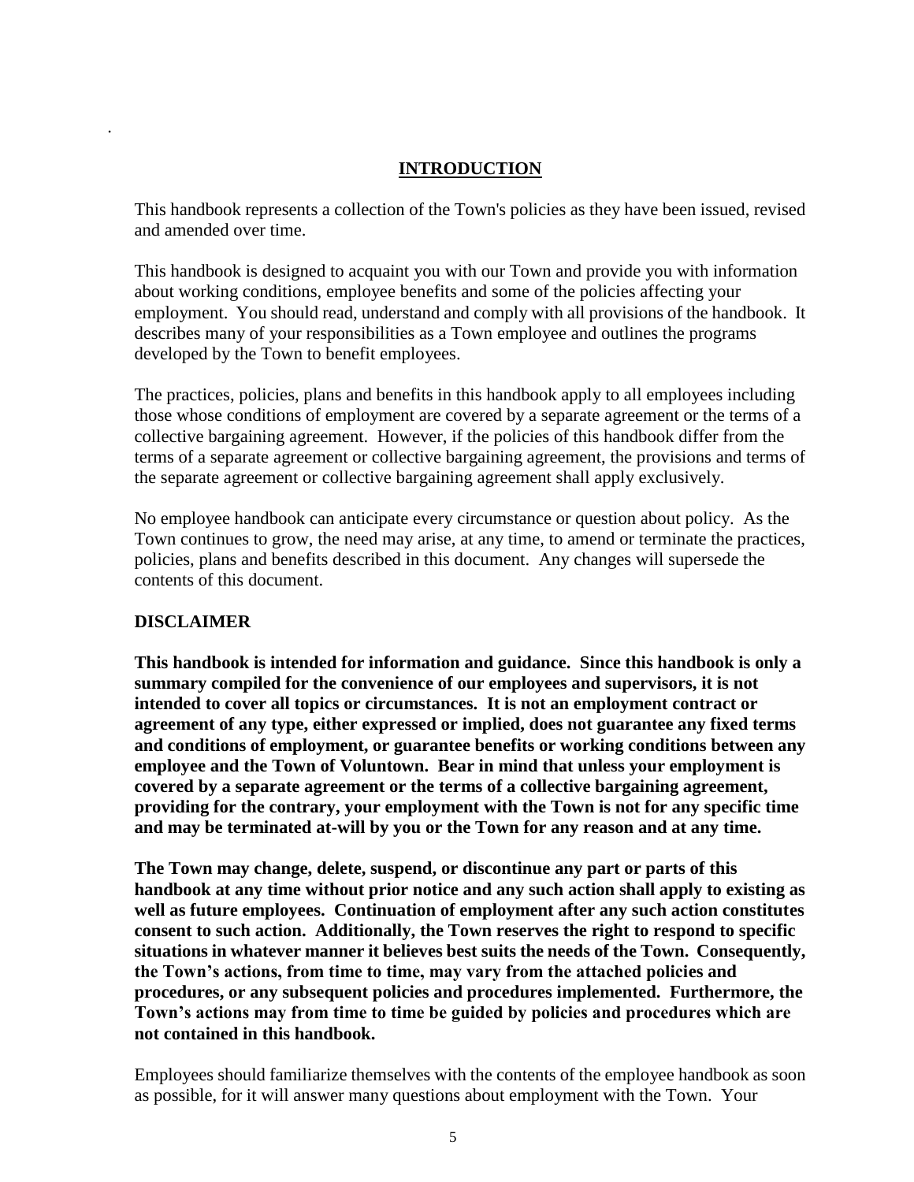## INTRODUCTION

This handbook represents a collection of the Town's policies as they have been issued, revised and amended over time.

This handbook is designed to acquaint you with our Town and provide you with information about working conditions, employee benefits and some of the policies affecting your employment. You should read, understand and comply with all provisions of the handbook. It describes many of your responsibilities as a Town employee and outlines the programs developed by the Town to benefit employees.

The practices, policies, plans and benefits in this handbook apply to all employees including those whose conditions of employment are covered by a separate agreement or the terms of a collective bargaining agreement. However, if the policies of this handbook differ from the terms of a separate agreement or collective bargaining agreement, the provisions and terms of the separate agreement or collective bargaining agreement shall apply exclusively.

No employee handbook can anticipate every circumstance or question about policy. As the Town continues to grow, the need may arise, at any time, to amend or terminate the practices, policies, plans and benefits described in this document. Any changes will supersede the contents of this document.

### DISCLAIMER

**This handbook is intended for information and guidance. Since this handbook is only a summary compiled for the convenience of our employees and supervisors, it is not intended to cover all topics or circumstances. It is not an employment contract or agreement of any type, either expressed or implied, does not guarantee any fixed terms and conditions of employment, or guarantee benefits or working conditions between any employee and the Town of Voluntown. Bear in mind that unless your employment is covered by a separate agreement or the terms of a collective bargaining agreement, providing for the contrary, your employment with the Town is not for any specific time and may be terminated at-will by you or the Town for any reason and at any time.**

**The Town may change, delete, suspend, or discontinue any part or parts of this handbook at any time without prior notice and any such action shall apply to existing as well as future employees. Continuation of employment after any such action constitutes consent to such action. Additionally, the Town reserves the right to respond to specific situations in whatever manner it believes best suits the needs of the Town. Consequently, the Town's actions, from time to time, may vary from the attached policies and procedures, or any subsequent policies and procedures implemented. Furthermore, the Town's actions may from time to time be guided by policies and procedures which are not contained in this handbook.**

Employees should familiarize themselves with the contents of the employee handbook as soon as possible, for it will answer many questions about employment with the Town. Your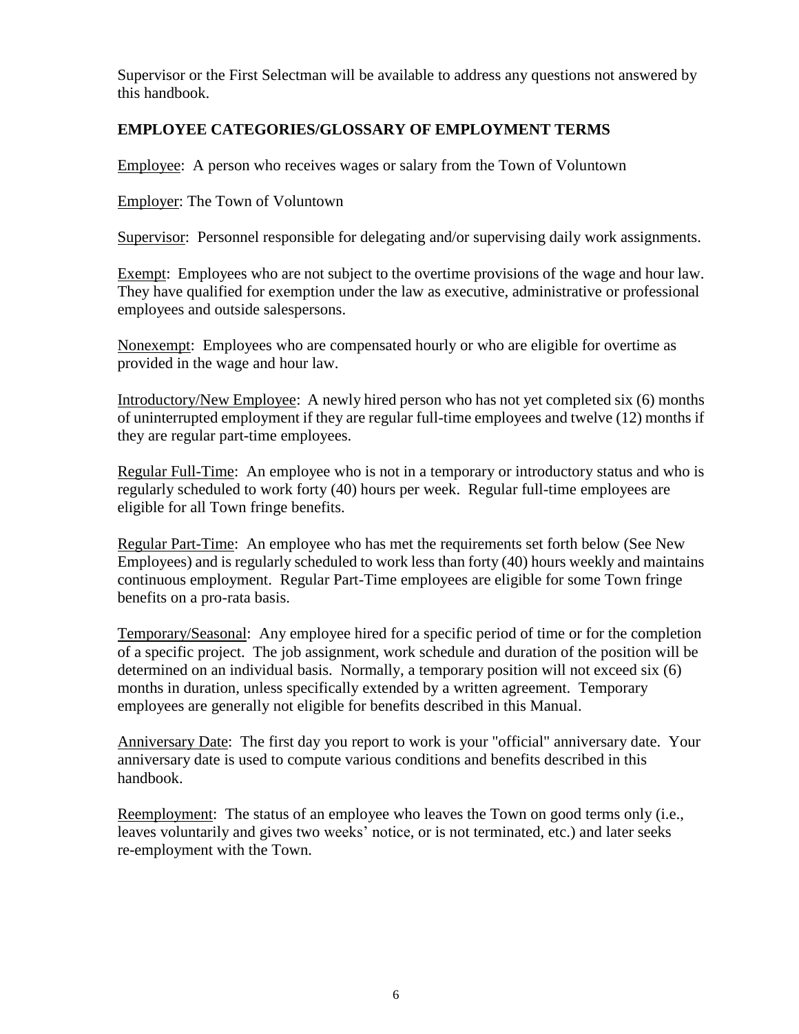Supervisor or the First Selectman will be available to address any questions not answered by this handbook.

## EMPLOYEE CATEGORIES/GLOSSARY OF EMPLOYMENT TERMS

Employee: A person who receives wages or salary from the Town of Voluntown

Employer: The Town of Voluntown

Supervisor: Personnel responsible for delegating and/or supervising daily work assignments.

Exempt: Employees who are not subject to the overtime provisions of the wage and hour law. They have qualified for exemption under the law as executive, administrative or professional employees and outside salespersons.

Nonexempt: Employees who are compensated hourly or who are eligible for overtime as provided in the wage and hour law.

Introductory/New Employee: A newly hired person who has not yet completed six (6) months of uninterrupted employment if they are regular full-time employees and twelve (12) months if they are regular part-time employees.

Regular Full-Time: An employee who is not in a temporary or introductory status and who is regularly scheduled to work forty (40) hours per week. Regular full-time employees are eligible for all Town fringe benefits.

Regular Part-Time: An employee who has met the requirements set forth below (See New Employees) and is regularly scheduled to work less than forty (40) hours weekly and maintains continuous employment. Regular Part-Time employees are eligible for some Town fringe benefits on a pro-rata basis.

Temporary/Seasonal: Any employee hired for a specific period of time or for the completion of a specific project. The job assignment, work schedule and duration of the position will be determined on an individual basis. Normally, a temporary position will not exceed six (6) months in duration, unless specifically extended by a written agreement. Temporary employees are generally not eligible for benefits described in this Manual.

Anniversary Date: The first day you report to work is your "official" anniversary date. Your anniversary date is used to compute various conditions and benefits described in this handbook.

Reemployment: The status of an employee who leaves the Town on good terms only (i.e., leaves voluntarily and gives two weeks' notice, or is not terminated, etc.) and later seeks re-employment with the Town.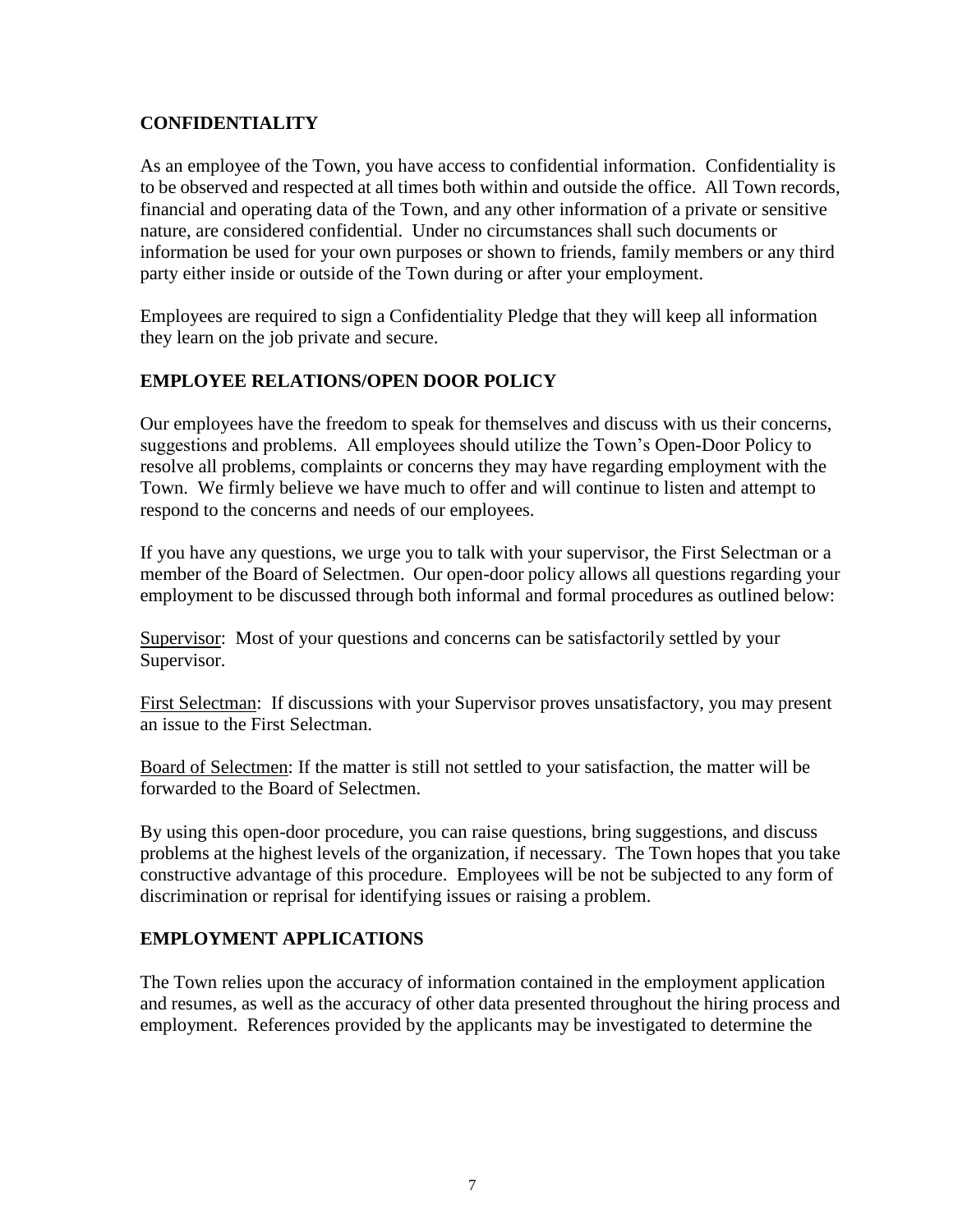## CONFIDENTIALITY

As an employee of the Town, you have access to confidential information. Confidentiality is to be observed and respected at all times both within and outside the office. All Town records, financial and operating data of the Town, and any other information of a private or sensitive nature, are considered confidential. Under no circumstances shall such documents or information be used for your own purposes or shown to friends, family members or any third party either inside or outside of the Town during or after your employment.

Employees are required to sign a Confidentiality Pledge that they will keep all information they learn on the job private and secure.

## EMPLOYEE RELATIONS/OPEN DOOR POLICY

Our employees have the freedom to speak for themselves and discuss with us their concerns, suggestions and problems. All employees should utilize the Town's Open-Door Policy to resolve all problems, complaints or concerns they may have regarding employment with the Town. We firmly believe we have much to offer and will continue to listen and attempt to respond to the concerns and needs of our employees.

If you have any questions, we urge you to talk with your supervisor, the First Selectman or a member of the Board of Selectmen. Our open-door policy allows all questions regarding your employment to be discussed through both informal and formal procedures as outlined below:

Supervisor: Most of your questions and concerns can be satisfactorily settled by your Supervisor.

First Selectman: If discussions with your Supervisor proves unsatisfactory, you may present an issue to the First Selectman.

Board of Selectmen: If the matter is still not settled to your satisfaction, the matter will be forwarded to the Board of Selectmen.

By using this open-door procedure, you can raise questions, bring suggestions, and discuss problems at the highest levels of the organization, if necessary. The Town hopes that you take constructive advantage of this procedure. Employees will be not be subjected to any form of discrimination or reprisal for identifying issues or raising a problem.

## EMPLOYMENT APPLICATIONS

The Town relies upon the accuracy of information contained in the employment application and resumes, as well as the accuracy of other data presented throughout the hiring process and employment. References provided by the applicants may be investigated to determine the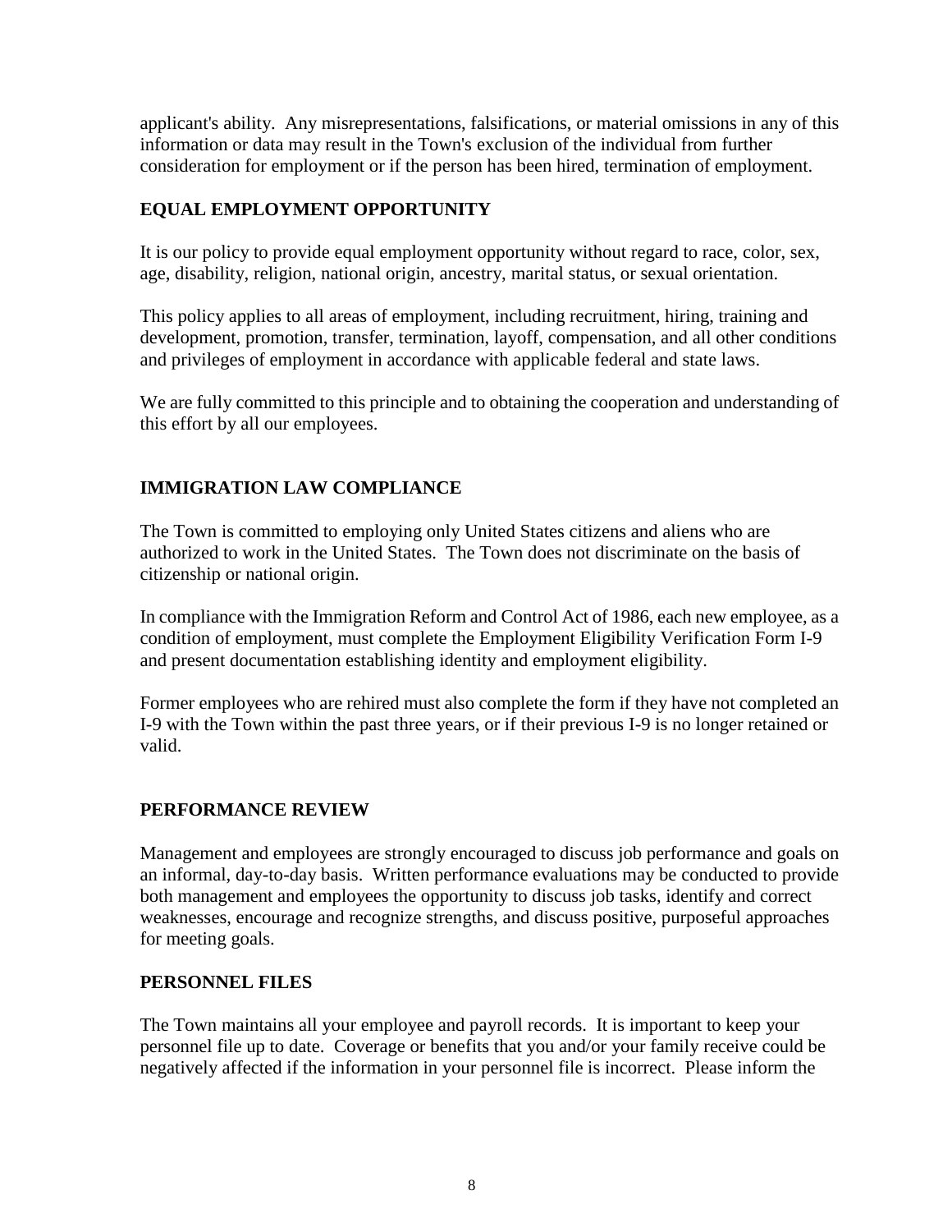applicant's ability. Any misrepresentations, falsifications, or material omissions in any of this information or data may result in the Town's exclusion of the individual from further consideration for employment or if the person has been hired, termination of employment.

## EQUAL EMPLOYMENT OPPORTUNITY

It is our policy to provide equal employment opportunity without regard to race, color, sex, age, disability, religion, national origin, ancestry, marital status, or sexual orientation.

This policy applies to all areas of employment, including recruitment, hiring, training and development, promotion, transfer, termination, layoff, compensation, and all other conditions and privileges of employment in accordance with applicable federal and state laws.

We are fully committed to this principle and to obtaining the cooperation and understanding of this effort by all our employees.

## IMMIGRATION LAW COMPLIANCE

The Town is committed to employing only United States citizens and aliens who are authorized to work in the United States. The Town does not discriminate on the basis of citizenship or national origin.

In compliance with the Immigration Reform and Control Act of 1986, each new employee, as a condition of employment, must complete the Employment Eligibility Verification Form I-9 and present documentation establishing identity and employment eligibility.

Former employees who are rehired must also complete the form if they have not completed an I-9 with the Town within the past three years, or if their previous I-9 is no longer retained or valid.

## PERFORMANCE REVIEW

Management and employees are strongly encouraged to discuss job performance and goals on an informal, day-to-day basis. Written performance evaluations may be conducted to provide both management and employees the opportunity to discuss job tasks, identify and correct weaknesses, encourage and recognize strengths, and discuss positive, purposeful approaches for meeting goals.

## PERSONNEL FILES

The Town maintains all your employee and payroll records. It is important to keep your personnel file up to date. Coverage or benefits that you and/or your family receive could be negatively affected if the information in your personnel file is incorrect. Please inform the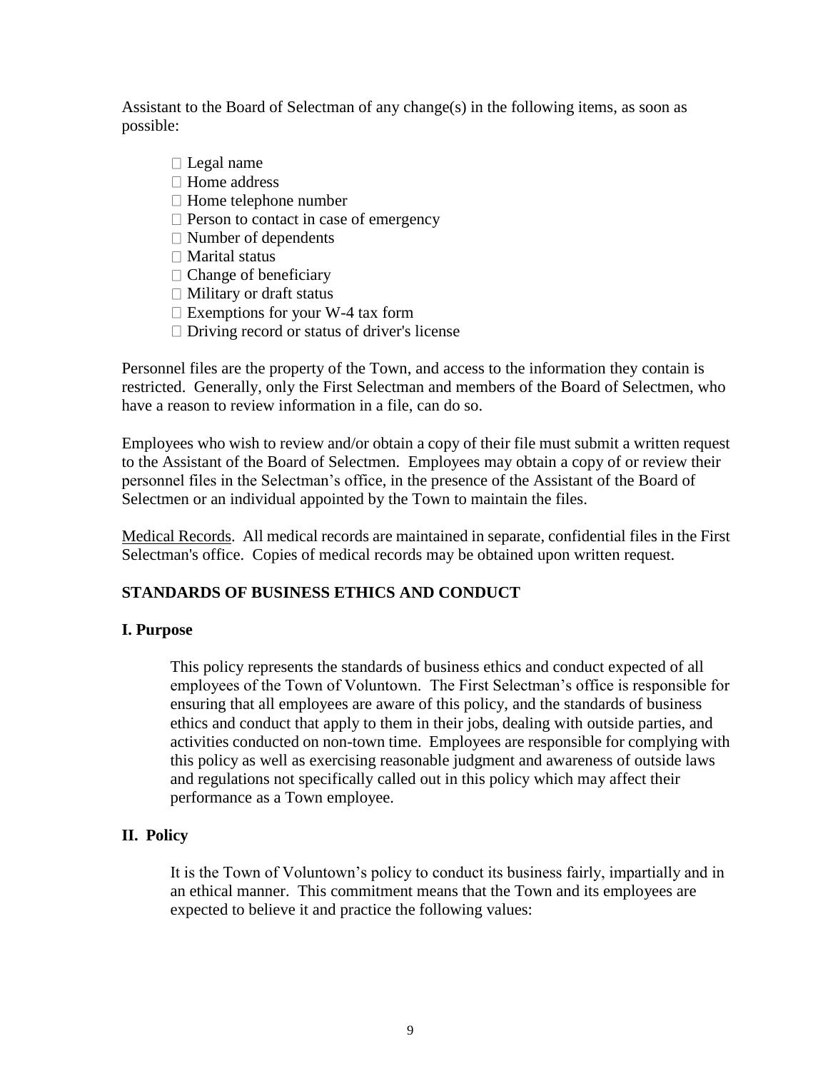Assistant to the Board of Selectman of any change(s) in the following items, as soon as possible:

- Legal name
- Home address
- Home telephone number
- Person to contact in case of emergency
- Number of dependents
- Marital status
- Change of beneficiary
- Military or draft status
- Exemptions for your W-4 tax form
- Driving record or status of driver's license

Personnel files are the property of the Town, and access to the information they contain is restricted. Generally, only the First Selectman and members of the Board of Selectmen, who have a reason to review information in a file, can do so.

Employees who wish to review and/or obtain a copy of their file must submit a written request to the Assistant of the Board of Selectmen. Employees may obtain a copy of or review their personnel files in the Selectman's office, in the presence of the Assistant of the Board of Selectmen or an individual appointed by the Town to maintain the files.

Medical Records. All medical records are maintained in separate, confidential files in the First Selectman's office. Copies of medical records may be obtained upon written request.

## STANDARDS OF BUSINESS ETHICS AND CONDUCT

### I. Purpose

This policy represents the standards of business ethics and conduct expected of all employees of the Town of Voluntown. The First Selectman's office is responsible for ensuring that all employees are aware of this policy, and the standards of business ethics and conduct that apply to them in their jobs, dealing with outside parties, and activities conducted on non-town time. Employees are responsible for complying with this policy as well as exercising reasonable judgment and awareness of outside laws and regulations not specifically called out in this policy which may affect their performance as a Town employee.

### II. Policy

It is the Town of Voluntown's policy to conduct its business fairly, impartially and in an ethical manner. This commitment means that the Town and its employees are expected to believe it and practice the following values: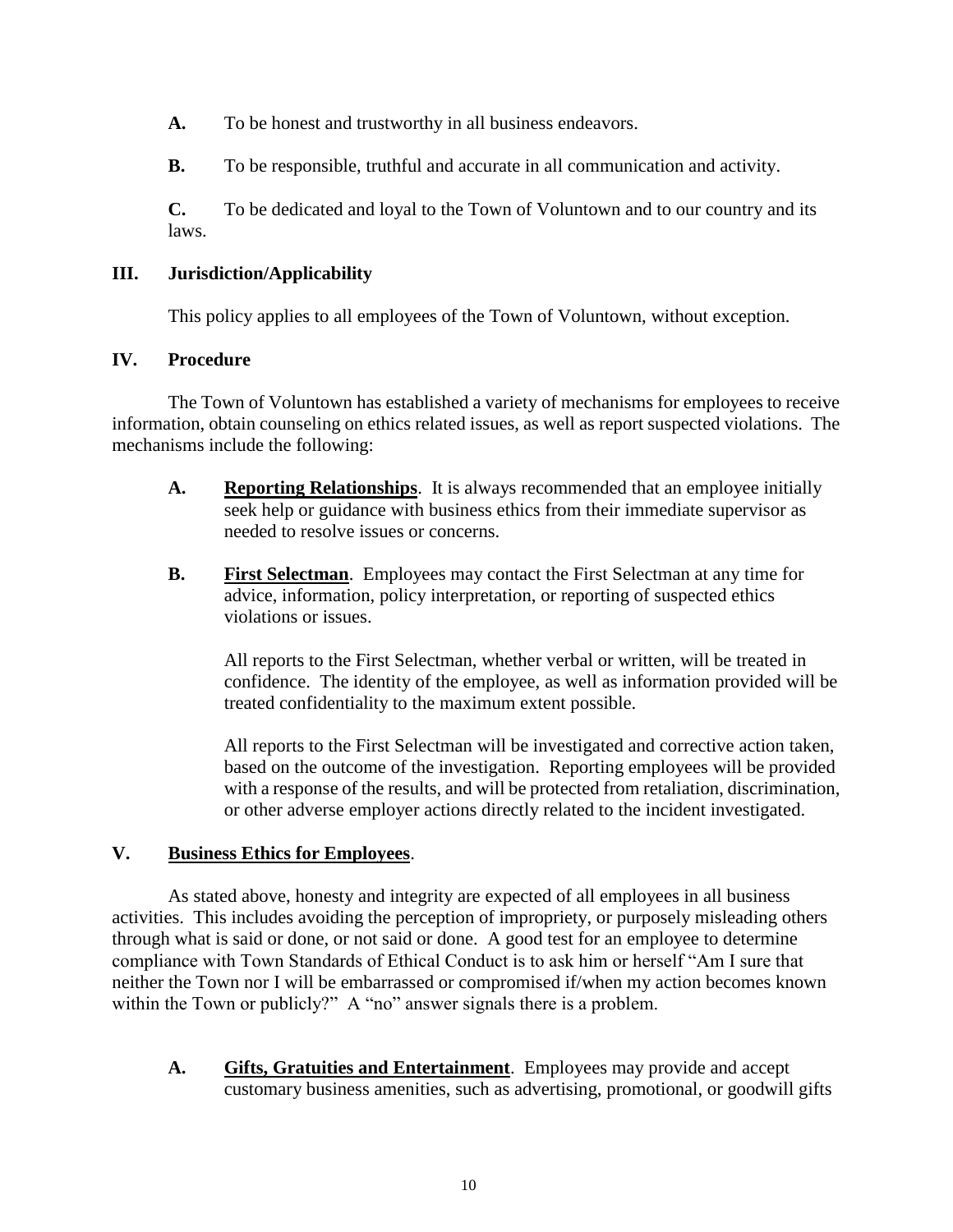**A.** To be honest and trustworthy in all business endeavors.

**B.** To be responsible, truthful and accurate in all communication and activity.

**C.** To be dedicated and loyal to the Town of Voluntown and to our country and its laws.

## III. Jurisdiction/Applicability

This policy applies to all employees of the Town of Voluntown, without exception.

## IV. Procedure

The Town of Voluntown has established a variety of mechanisms for employees to receive information, obtain counseling on ethics related issues, as well as report suspected violations. The mechanisms include the following:

**A.** **<u>Reporting Relationships</u>**. It is always recommended that an employee initially seek help or guidance with business ethics from their immediate supervisor as needed to resolve issues or concerns.

**B.** **<u>First Selectman</u>**. Employees may contact the First Selectman at any time for advice, information, policy interpretation, or reporting of suspected ethics violations or issues.

All reports to the First Selectman, whether verbal or written, will be treated in confidence. The identity of the employee, as well as information provided will be treated confidentiality to the maximum extent possible.

All reports to the First Selectman will be investigated and corrective action taken, based on the outcome of the investigation. Reporting employees will be provided with a response of the results, and will be protected from retaliation, discrimination, or other adverse employer actions directly related to the incident investigated.

## V. <u>Business Ethics for Employees</u>.

As stated above, honesty and integrity are expected of all employees in all business activities. This includes avoiding the perception of impropriety, or purposely misleading others through what is said or done, or not said or done. A good test for an employee to determine compliance with Town Standards of Ethical Conduct is to ask him or herself "Am I sure that neither the Town nor I will be embarrassed or compromised if/when my action becomes known within the Town or publicly?" A "no" answer signals there is a problem.

**A.** **<u>Gifts, Gratuities and Entertainment</u>**. Employees may provide and accept customary business amenities, such as advertising, promotional, or goodwill gifts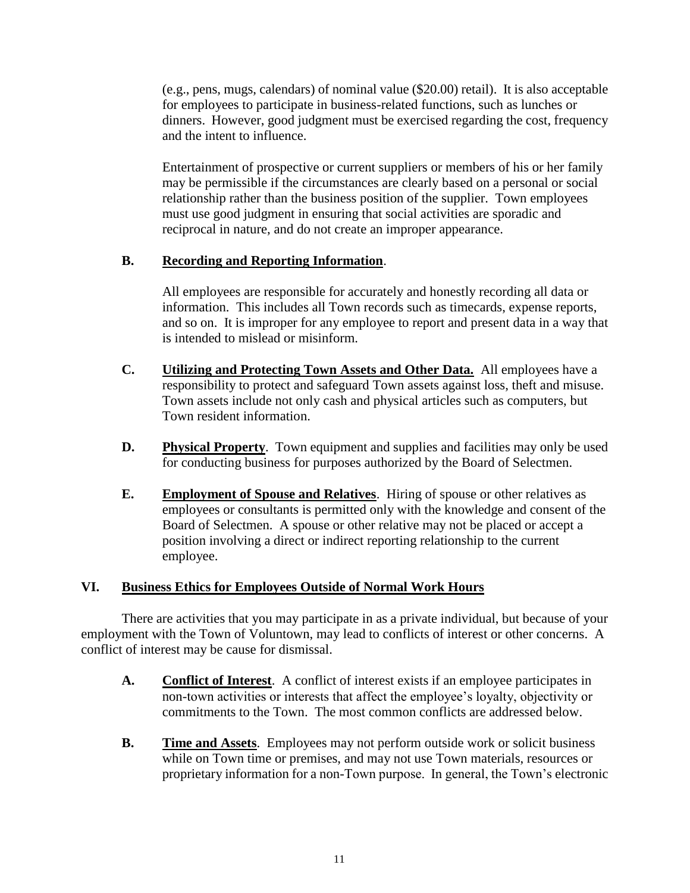(e.g., pens, mugs, calendars) of nominal value ($20.00) retail). It is also acceptable for employees to participate in business-related functions, such as lunches or dinners. However, good judgment must be exercised regarding the cost, frequency and the intent to influence.

Entertainment of prospective or current suppliers or members of his or her family may be permissible if the circumstances are clearly based on a personal or social relationship rather than the business position of the supplier. Town employees must use good judgment in ensuring that social activities are sporadic and reciprocal in nature, and do not create an improper appearance.

**B. Recording and Reporting Information**.

All employees are responsible for accurately and honestly recording all data or information. This includes all Town records such as timecards, expense reports, and so on. It is improper for any employee to report and present data in a way that is intended to mislead or misinform.

**C. Utilizing and Protecting Town Assets and Other Data.** All employees have a responsibility to protect and safeguard Town assets against loss, theft and misuse. Town assets include not only cash and physical articles such as computers, but Town resident information.

**D. Physical Property**. Town equipment and supplies and facilities may only be used for conducting business for purposes authorized by the Board of Selectmen.

**E. Employment of Spouse and Relatives**. Hiring of spouse or other relatives as employees or consultants is permitted only with the knowledge and consent of the Board of Selectmen. A spouse or other relative may not be placed or accept a position involving a direct or indirect reporting relationship to the current employee.

## VI. Business Ethics for Employees Outside of Normal Work Hours

There are activities that you may participate in as a private individual, but because of your employment with the Town of Voluntown, may lead to conflicts of interest or other concerns. A conflict of interest may be cause for dismissal.

**A. Conflict of Interest**. A conflict of interest exists if an employee participates in non-town activities or interests that affect the employee's loyalty, objectivity or commitments to the Town. The most common conflicts are addressed below.

**B. Time and Assets**. Employees may not perform outside work or solicit business while on Town time or premises, and may not use Town materials, resources or proprietary information for a non-Town purpose. In general, the Town's electronic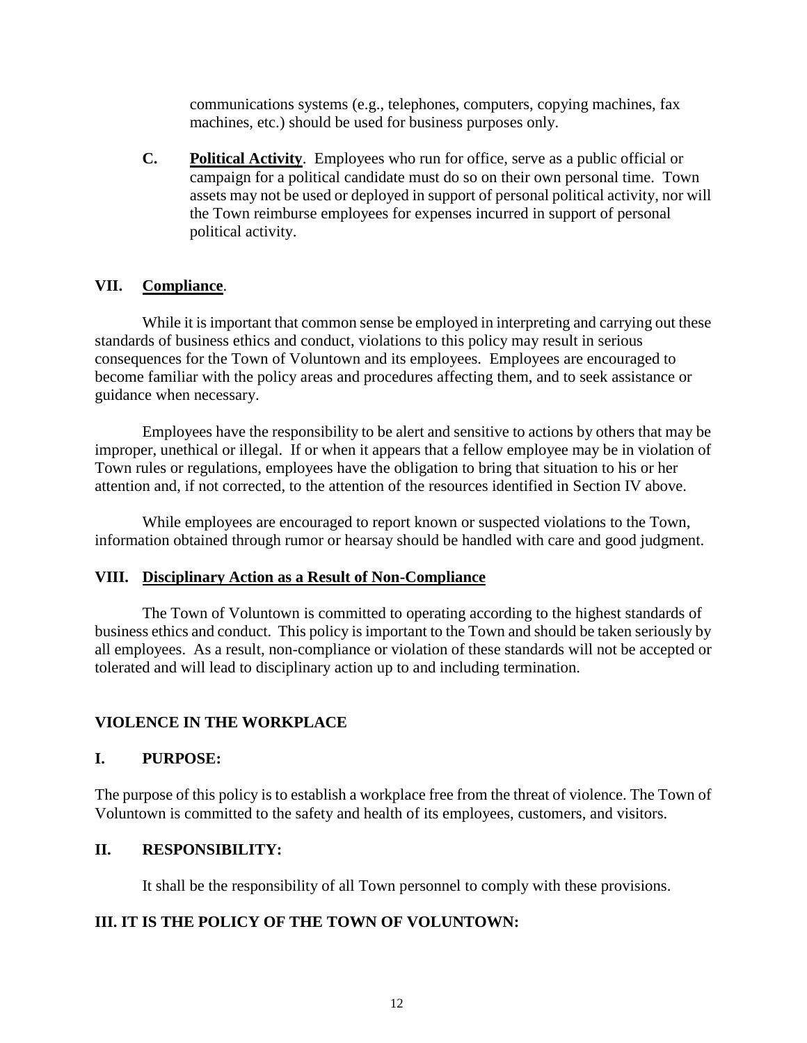communications systems (e.g., telephones, computers, copying machines, fax machines, etc.) should be used for business purposes only.

**C. Political Activity**. Employees who run for office, serve as a public official or campaign for a political candidate must do so on their own personal time. Town assets may not be used or deployed in support of personal political activity, nor will the Town reimburse employees for expenses incurred in support of personal political activity.

## VII. Compliance.

While it is important that common sense be employed in interpreting and carrying out these standards of business ethics and conduct, violations to this policy may result in serious consequences for the Town of Voluntown and its employees. Employees are encouraged to become familiar with the policy areas and procedures affecting them, and to seek assistance or guidance when necessary.

Employees have the responsibility to be alert and sensitive to actions by others that may be improper, unethical or illegal. If or when it appears that a fellow employee may be in violation of Town rules or regulations, employees have the obligation to bring that situation to his or her attention and, if not corrected, to the attention of the resources identified in Section IV above.

While employees are encouraged to report known or suspected violations to the Town, information obtained through rumor or hearsay should be handled with care and good judgment.

## VIII. Disciplinary Action as a Result of Non-Compliance

The Town of Voluntown is committed to operating according to the highest standards of business ethics and conduct. This policy is important to the Town and should be taken seriously by all employees. As a result, non-compliance or violation of these standards will not be accepted or tolerated and will lead to disciplinary action up to and including termination.

# VIOLENCE IN THE WORKPLACE

## I. PURPOSE:

The purpose of this policy is to establish a workplace free from the threat of violence. The Town of Voluntown is committed to the safety and health of its employees, customers, and visitors.

## II. RESPONSIBILITY:

It shall be the responsibility of all Town personnel to comply with these provisions.

## III. IT IS THE POLICY OF THE TOWN OF VOLUNTOWN: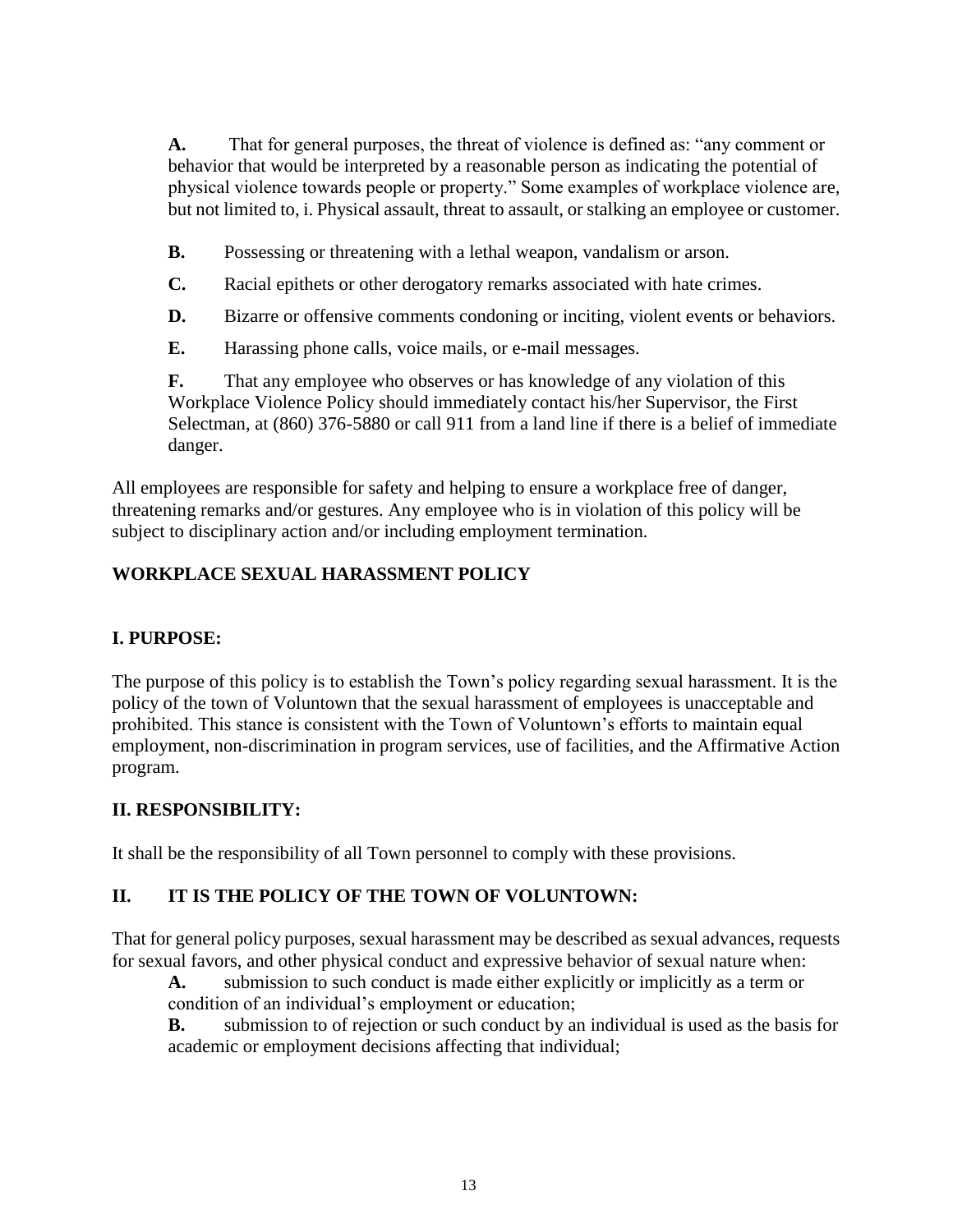**A.** That for general purposes, the threat of violence is defined as: "any comment or behavior that would be interpreted by a reasonable person as indicating the potential of physical violence towards people or property." Some examples of workplace violence are, but not limited to, i. Physical assault, threat to assault, or stalking an employee or customer.

**B.** Possessing or threatening with a lethal weapon, vandalism or arson.

**C.** Racial epithets or other derogatory remarks associated with hate crimes.

**D.** Bizarre or offensive comments condoning or inciting, violent events or behaviors.

**E.** Harassing phone calls, voice mails, or e-mail messages.

**F.** That any employee who observes or has knowledge of any violation of this Workplace Violence Policy should immediately contact his/her Supervisor, the First Selectman, at (860) 376-5880 or call 911 from a land line if there is a belief of immediate danger.

All employees are responsible for safety and helping to ensure a workplace free of danger, threatening remarks and/or gestures. Any employee who is in violation of this policy will be subject to disciplinary action and/or including employment termination.

## WORKPLACE SEXUAL HARASSMENT POLICY

### I. PURPOSE:

The purpose of this policy is to establish the Town's policy regarding sexual harassment. It is the policy of the town of Voluntown that the sexual harassment of employees is unacceptable and prohibited. This stance is consistent with the Town of Voluntown's efforts to maintain equal employment, non-discrimination in program services, use of facilities, and the Affirmative Action program.

### II. RESPONSIBILITY:

It shall be the responsibility of all Town personnel to comply with these provisions.

### II. IT IS THE POLICY OF THE TOWN OF VOLUNTOWN:

That for general policy purposes, sexual harassment may be described as sexual advances, requests for sexual favors, and other physical conduct and expressive behavior of sexual nature when:

**A.** submission to such conduct is made either explicitly or implicitly as a term or condition of an individual's employment or education;

**B.** submission to of rejection or such conduct by an individual is used as the basis for academic or employment decisions affecting that individual;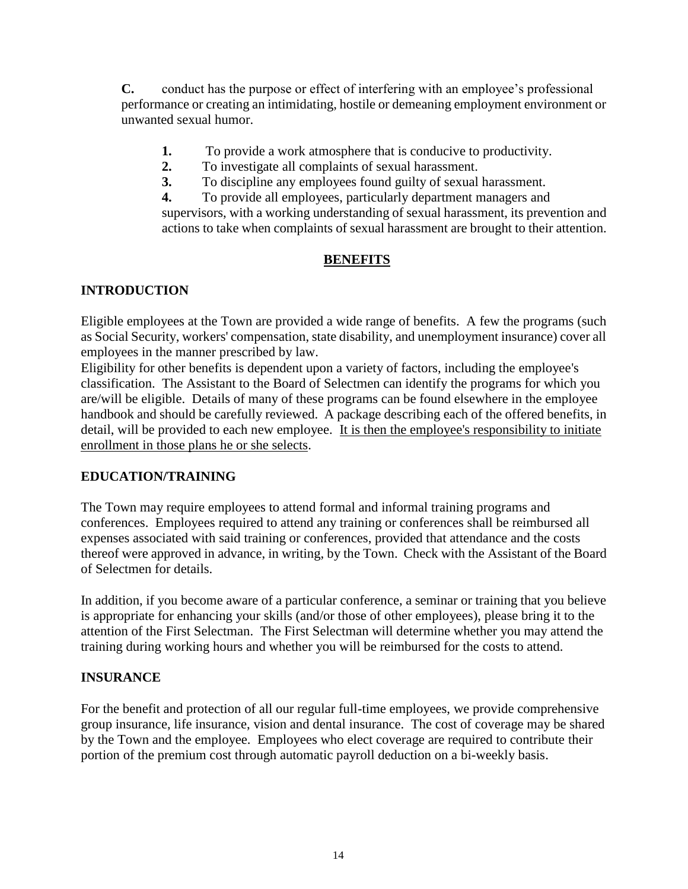**C.** conduct has the purpose or effect of interfering with an employee's professional performance or creating an intimidating, hostile or demeaning employment environment or unwanted sexual humor.

> **1.** To provide a work atmosphere that is conducive to productivity.
> **2.** To investigate all complaints of sexual harassment.
> **3.** To discipline any employees found guilty of sexual harassment.
> **4.** To provide all employees, particularly department managers and supervisors, with a working understanding of sexual harassment, its prevention and actions to take when complaints of sexual harassment are brought to their attention.

## BENEFITS

### INTRODUCTION

Eligible employees at the Town are provided a wide range of benefits. A few the programs (such as Social Security, workers' compensation, state disability, and unemployment insurance) cover all employees in the manner prescribed by law.
Eligibility for other benefits is dependent upon a variety of factors, including the employee's classification. The Assistant to the Board of Selectmen can identify the programs for which you are/will be eligible. Details of many of these programs can be found elsewhere in the employee handbook and should be carefully reviewed. A package describing each of the offered benefits, in detail, will be provided to each new employee. <u>It is then the employee's responsibility to initiate enrollment in those plans he or she selects</u>.

### EDUCATION/TRAINING

The Town may require employees to attend formal and informal training programs and conferences. Employees required to attend any training or conferences shall be reimbursed all expenses associated with said training or conferences, provided that attendance and the costs thereof were approved in advance, in writing, by the Town. Check with the Assistant of the Board of Selectmen for details.

In addition, if you become aware of a particular conference, a seminar or training that you believe is appropriate for enhancing your skills (and/or those of other employees), please bring it to the attention of the First Selectman. The First Selectman will determine whether you may attend the training during working hours and whether you will be reimbursed for the costs to attend.

### INSURANCE

For the benefit and protection of all our regular full-time employees, we provide comprehensive group insurance, life insurance, vision and dental insurance. The cost of coverage may be shared by the Town and the employee. Employees who elect coverage are required to contribute their portion of the premium cost through automatic payroll deduction on a bi-weekly basis.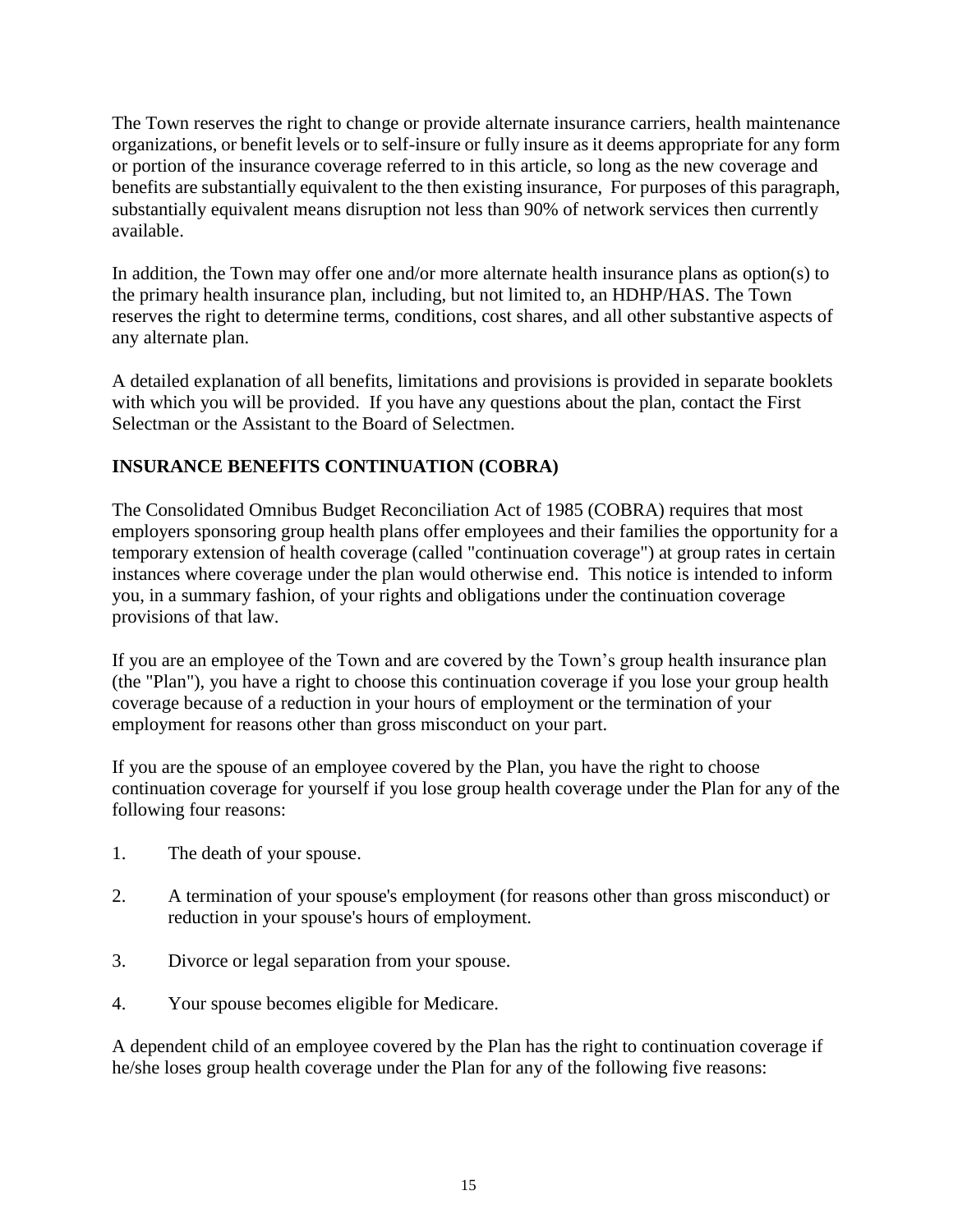The Town reserves the right to change or provide alternate insurance carriers, health maintenance organizations, or benefit levels or to self-insure or fully insure as it deems appropriate for any form or portion of the insurance coverage referred to in this article, so long as the new coverage and benefits are substantially equivalent to the then existing insurance, For purposes of this paragraph, substantially equivalent means disruption not less than 90% of network services then currently available.

In addition, the Town may offer one and/or more alternate health insurance plans as option(s) to the primary health insurance plan, including, but not limited to, an HDHP/HAS. The Town reserves the right to determine terms, conditions, cost shares, and all other substantive aspects of any alternate plan.

A detailed explanation of all benefits, limitations and provisions is provided in separate booklets with which you will be provided. If you have any questions about the plan, contact the First Selectman or the Assistant to the Board of Selectmen.

## INSURANCE BENEFITS CONTINUATION (COBRA)

The Consolidated Omnibus Budget Reconciliation Act of 1985 (COBRA) requires that most employers sponsoring group health plans offer employees and their families the opportunity for a temporary extension of health coverage (called "continuation coverage") at group rates in certain instances where coverage under the plan would otherwise end. This notice is intended to inform you, in a summary fashion, of your rights and obligations under the continuation coverage provisions of that law.

If you are an employee of the Town and are covered by the Town's group health insurance plan (the "Plan"), you have a right to choose this continuation coverage if you lose your group health coverage because of a reduction in your hours of employment or the termination of your employment for reasons other than gross misconduct on your part.

If you are the spouse of an employee covered by the Plan, you have the right to choose continuation coverage for yourself if you lose group health coverage under the Plan for any of the following four reasons:

1. The death of your spouse.
2. A termination of your spouse's employment (for reasons other than gross misconduct) or reduction in your spouse's hours of employment.
3. Divorce or legal separation from your spouse.
4. Your spouse becomes eligible for Medicare.

A dependent child of an employee covered by the Plan has the right to continuation coverage if he/she loses group health coverage under the Plan for any of the following five reasons: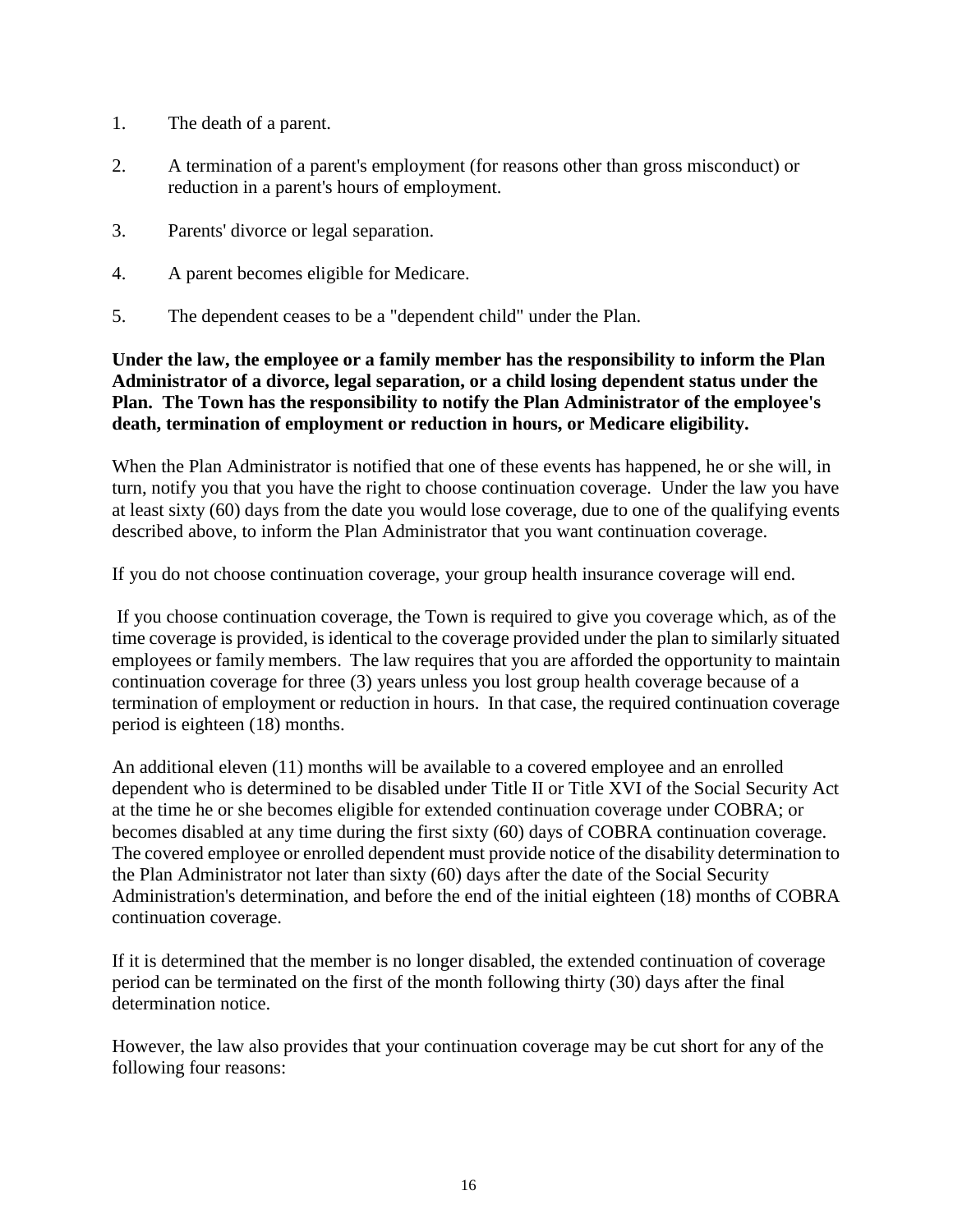1. The death of a parent.

2. A termination of a parent's employment (for reasons other than gross misconduct) or reduction in a parent's hours of employment.

3. Parents' divorce or legal separation.

4. A parent becomes eligible for Medicare.

5. The dependent ceases to be a "dependent child" under the Plan.

**Under the law, the employee or a family member has the responsibility to inform the Plan Administrator of a divorce, legal separation, or a child losing dependent status under the Plan. The Town has the responsibility to notify the Plan Administrator of the employee's death, termination of employment or reduction in hours, or Medicare eligibility.**

When the Plan Administrator is notified that one of these events has happened, he or she will, in turn, notify you that you have the right to choose continuation coverage. Under the law you have at least sixty (60) days from the date you would lose coverage, due to one of the qualifying events described above, to inform the Plan Administrator that you want continuation coverage.

If you do not choose continuation coverage, your group health insurance coverage will end.

If you choose continuation coverage, the Town is required to give you coverage which, as of the time coverage is provided, is identical to the coverage provided under the plan to similarly situated employees or family members. The law requires that you are afforded the opportunity to maintain continuation coverage for three (3) years unless you lost group health coverage because of a termination of employment or reduction in hours. In that case, the required continuation coverage period is eighteen (18) months.

An additional eleven (11) months will be available to a covered employee and an enrolled dependent who is determined to be disabled under Title II or Title XVI of the Social Security Act at the time he or she becomes eligible for extended continuation coverage under COBRA; or becomes disabled at any time during the first sixty (60) days of COBRA continuation coverage. The covered employee or enrolled dependent must provide notice of the disability determination to the Plan Administrator not later than sixty (60) days after the date of the Social Security Administration's determination, and before the end of the initial eighteen (18) months of COBRA continuation coverage.

If it is determined that the member is no longer disabled, the extended continuation of coverage period can be terminated on the first of the month following thirty (30) days after the final determination notice.

However, the law also provides that your continuation coverage may be cut short for any of the following four reasons: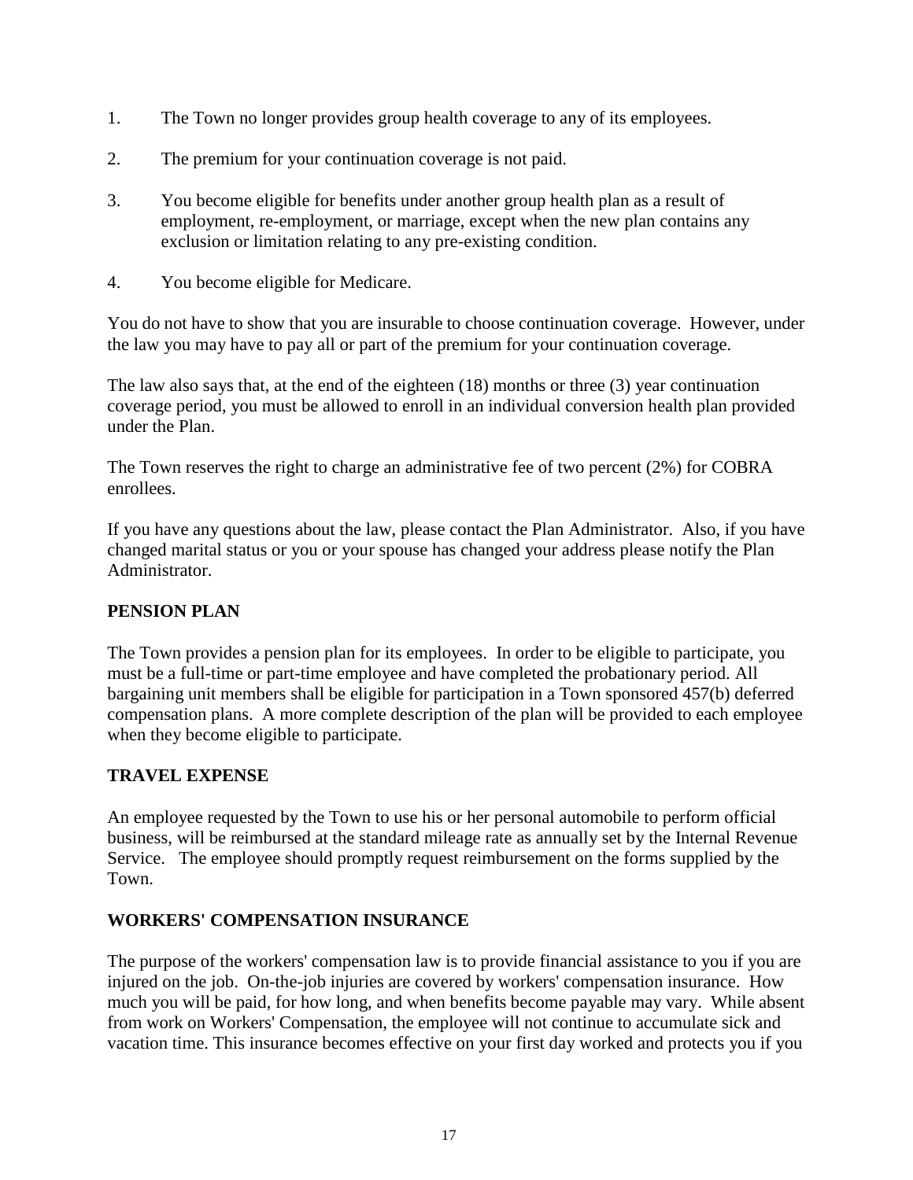1. The Town no longer provides group health coverage to any of its employees.

2. The premium for your continuation coverage is not paid.

3. You become eligible for benefits under another group health plan as a result of employment, re-employment, or marriage, except when the new plan contains any exclusion or limitation relating to any pre-existing condition.

4. You become eligible for Medicare.

You do not have to show that you are insurable to choose continuation coverage. However, under the law you may have to pay all or part of the premium for your continuation coverage.

The law also says that, at the end of the eighteen (18) months or three (3) year continuation coverage period, you must be allowed to enroll in an individual conversion health plan provided under the Plan.

The Town reserves the right to charge an administrative fee of two percent (2%) for COBRA enrollees.

If you have any questions about the law, please contact the Plan Administrator. Also, if you have changed marital status or you or your spouse has changed your address please notify the Plan Administrator.

## PENSION PLAN

The Town provides a pension plan for its employees. In order to be eligible to participate, you must be a full-time or part-time employee and have completed the probationary period. All bargaining unit members shall be eligible for participation in a Town sponsored 457(b) deferred compensation plans. A more complete description of the plan will be provided to each employee when they become eligible to participate.

## TRAVEL EXPENSE

An employee requested by the Town to use his or her personal automobile to perform official business, will be reimbursed at the standard mileage rate as annually set by the Internal Revenue Service. The employee should promptly request reimbursement on the forms supplied by the Town.

## WORKERS' COMPENSATION INSURANCE

The purpose of the workers' compensation law is to provide financial assistance to you if you are injured on the job. On-the-job injuries are covered by workers' compensation insurance. How much you will be paid, for how long, and when benefits become payable may vary. While absent from work on Workers' Compensation, the employee will not continue to accumulate sick and vacation time. This insurance becomes effective on your first day worked and protects you if you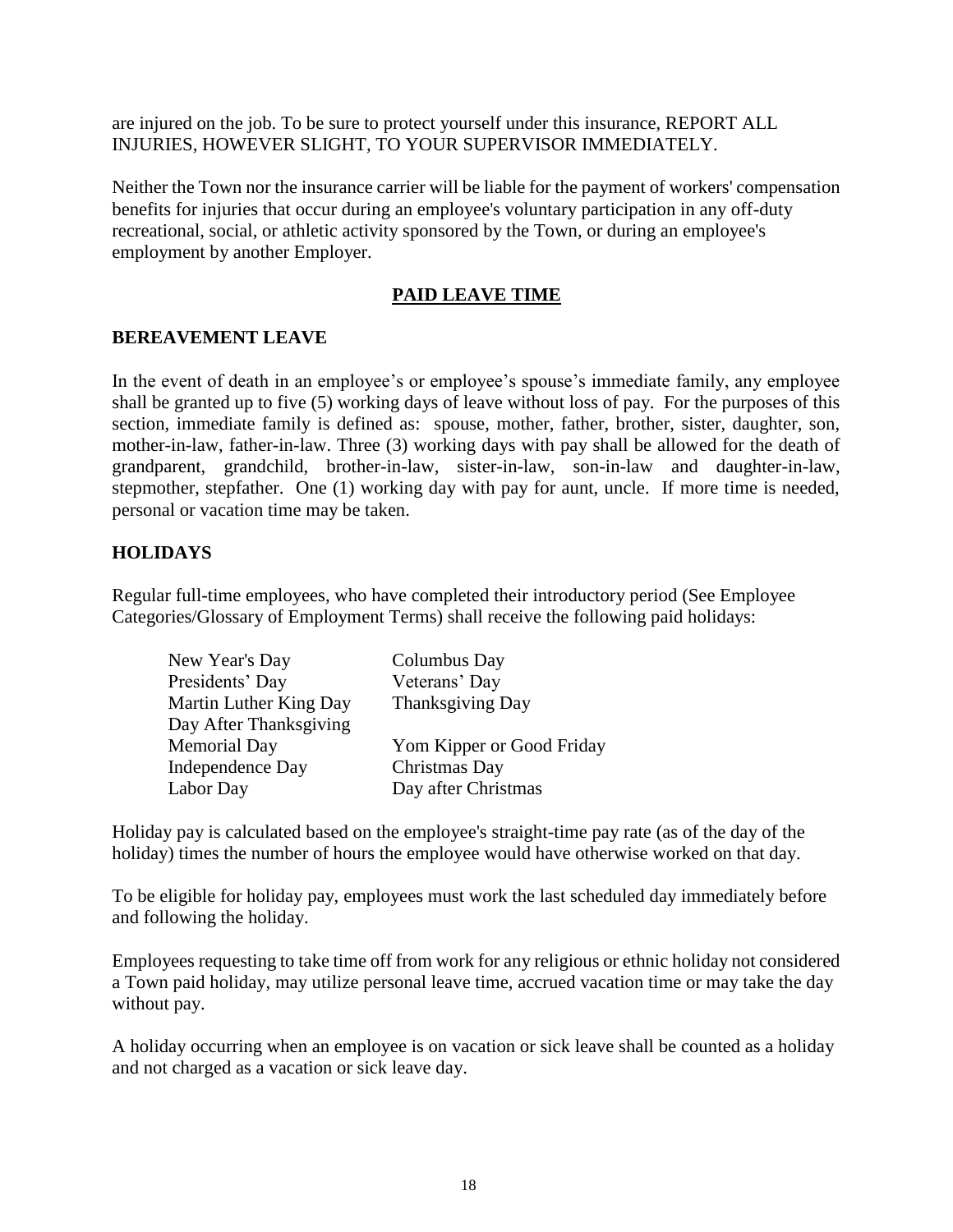are injured on the job. To be sure to protect yourself under this insurance, REPORT ALL INJURIES, HOWEVER SLIGHT, TO YOUR SUPERVISOR IMMEDIATELY.

Neither the Town nor the insurance carrier will be liable for the payment of workers' compensation benefits for injuries that occur during an employee's voluntary participation in any off-duty recreational, social, or athletic activity sponsored by the Town, or during an employee's employment by another Employer.

## PAID LEAVE TIME

### BEREAVEMENT LEAVE

In the event of death in an employee's or employee's spouse's immediate family, any employee shall be granted up to five (5) working days of leave without loss of pay. For the purposes of this section, immediate family is defined as: spouse, mother, father, brother, sister, daughter, son, mother-in-law, father-in-law. Three (3) working days with pay shall be allowed for the death of grandparent, grandchild, brother-in-law, sister-in-law, son-in-law and daughter-in-law, stepmother, stepfather. One (1) working day with pay for aunt, uncle. If more time is needed, personal or vacation time may be taken.

### HOLIDAYS

Regular full-time employees, who have completed their introductory period (See Employee Categories/Glossary of Employment Terms) shall receive the following paid holidays:

| | |
|---|---|
| New Year's Day | Columbus Day |
| Presidents' Day | Veterans' Day |
| Martin Luther King Day | Thanksgiving Day |
| Day After Thanksgiving | |
| Memorial Day | Yom Kipper or Good Friday |
| Independence Day | Christmas Day |
| Labor Day | Day after Christmas |

Holiday pay is calculated based on the employee's straight-time pay rate (as of the day of the holiday) times the number of hours the employee would have otherwise worked on that day.

To be eligible for holiday pay, employees must work the last scheduled day immediately before and following the holiday.

Employees requesting to take time off from work for any religious or ethnic holiday not considered a Town paid holiday, may utilize personal leave time, accrued vacation time or may take the day without pay.

A holiday occurring when an employee is on vacation or sick leave shall be counted as a holiday and not charged as a vacation or sick leave day.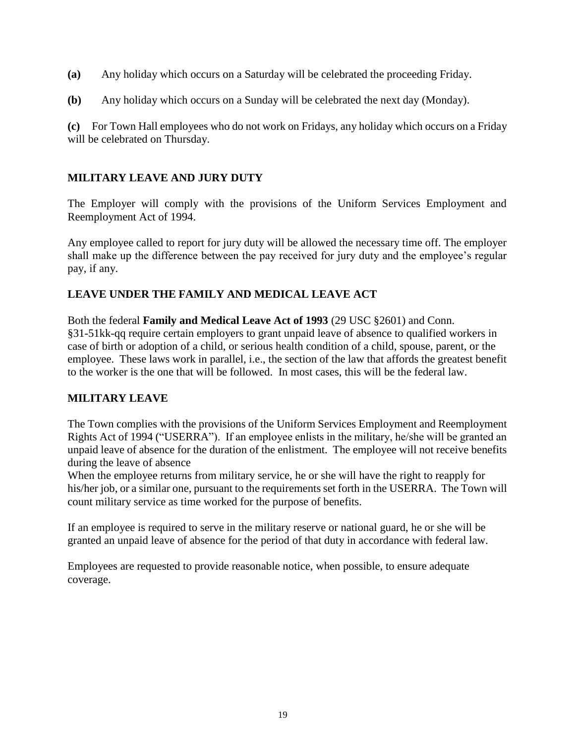**(a)** Any holiday which occurs on a Saturday will be celebrated the proceeding Friday.

**(b)** Any holiday which occurs on a Sunday will be celebrated the next day (Monday).

**(c)** For Town Hall employees who do not work on Fridays, any holiday which occurs on a Friday will be celebrated on Thursday.

## MILITARY LEAVE AND JURY DUTY

The Employer will comply with the provisions of the Uniform Services Employment and Reemployment Act of 1994.

Any employee called to report for jury duty will be allowed the necessary time off. The employer shall make up the difference between the pay received for jury duty and the employee's regular pay, if any.

## LEAVE UNDER THE FAMILY AND MEDICAL LEAVE ACT

Both the federal **Family and Medical Leave Act of 1993** (29 USC §2601) and Conn. §31-51kk-qq require certain employers to grant unpaid leave of absence to qualified workers in case of birth or adoption of a child, or serious health condition of a child, spouse, parent, or the employee. These laws work in parallel, i.e., the section of the law that affords the greatest benefit to the worker is the one that will be followed. In most cases, this will be the federal law.

## MILITARY LEAVE

The Town complies with the provisions of the Uniform Services Employment and Reemployment Rights Act of 1994 ("USERRA"). If an employee enlists in the military, he/she will be granted an unpaid leave of absence for the duration of the enlistment. The employee will not receive benefits during the leave of absence

When the employee returns from military service, he or she will have the right to reapply for his/her job, or a similar one, pursuant to the requirements set forth in the USERRA. The Town will count military service as time worked for the purpose of benefits.

If an employee is required to serve in the military reserve or national guard, he or she will be granted an unpaid leave of absence for the period of that duty in accordance with federal law.

Employees are requested to provide reasonable notice, when possible, to ensure adequate coverage.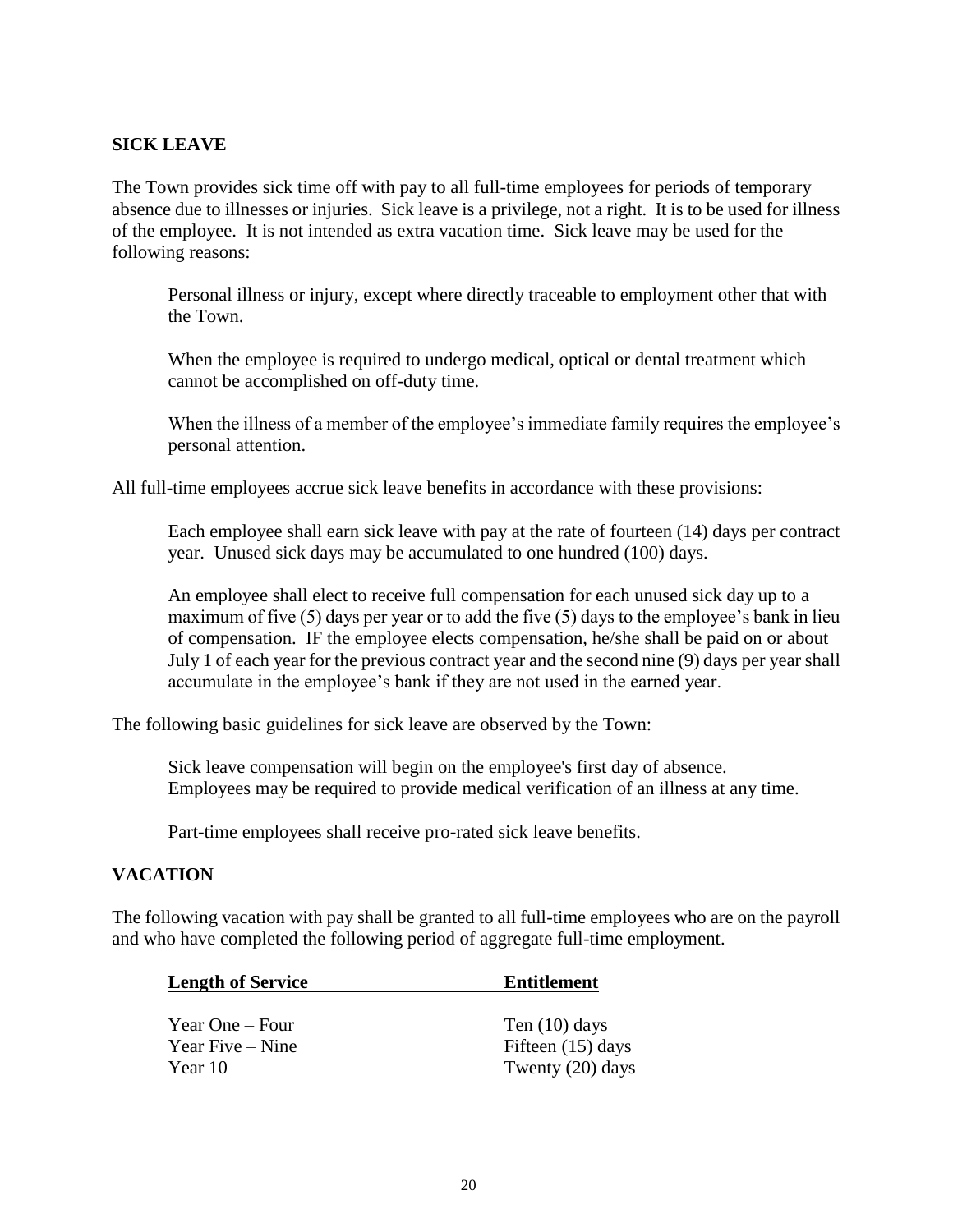## SICK LEAVE

The Town provides sick time off with pay to all full-time employees for periods of temporary absence due to illnesses or injuries. Sick leave is a privilege, not a right. It is to be used for illness of the employee. It is not intended as extra vacation time. Sick leave may be used for the following reasons:

> Personal illness or injury, except where directly traceable to employment other that with the Town.
>
> When the employee is required to undergo medical, optical or dental treatment which cannot be accomplished on off-duty time.
>
> When the illness of a member of the employee's immediate family requires the employee's personal attention.

All full-time employees accrue sick leave benefits in accordance with these provisions:

> Each employee shall earn sick leave with pay at the rate of fourteen (14) days per contract year. Unused sick days may be accumulated to one hundred (100) days.
>
> An employee shall elect to receive full compensation for each unused sick day up to a maximum of five (5) days per year or to add the five (5) days to the employee's bank in lieu of compensation. IF the employee elects compensation, he/she shall be paid on or about July 1 of each year for the previous contract year and the second nine (9) days per year shall accumulate in the employee's bank if they are not used in the earned year.

The following basic guidelines for sick leave are observed by the Town:

> Sick leave compensation will begin on the employee's first day of absence.
> Employees may be required to provide medical verification of an illness at any time.
>
> Part-time employees shall receive pro-rated sick leave benefits.

## VACATION

The following vacation with pay shall be granted to all full-time employees who are on the payroll and who have completed the following period of aggregate full-time employment.

| Length of Service | Entitlement |
|---|---|
| Year One – Four | Ten (10) days |
| Year Five – Nine | Fifteen (15) days |
| Year 10 | Twenty (20) days |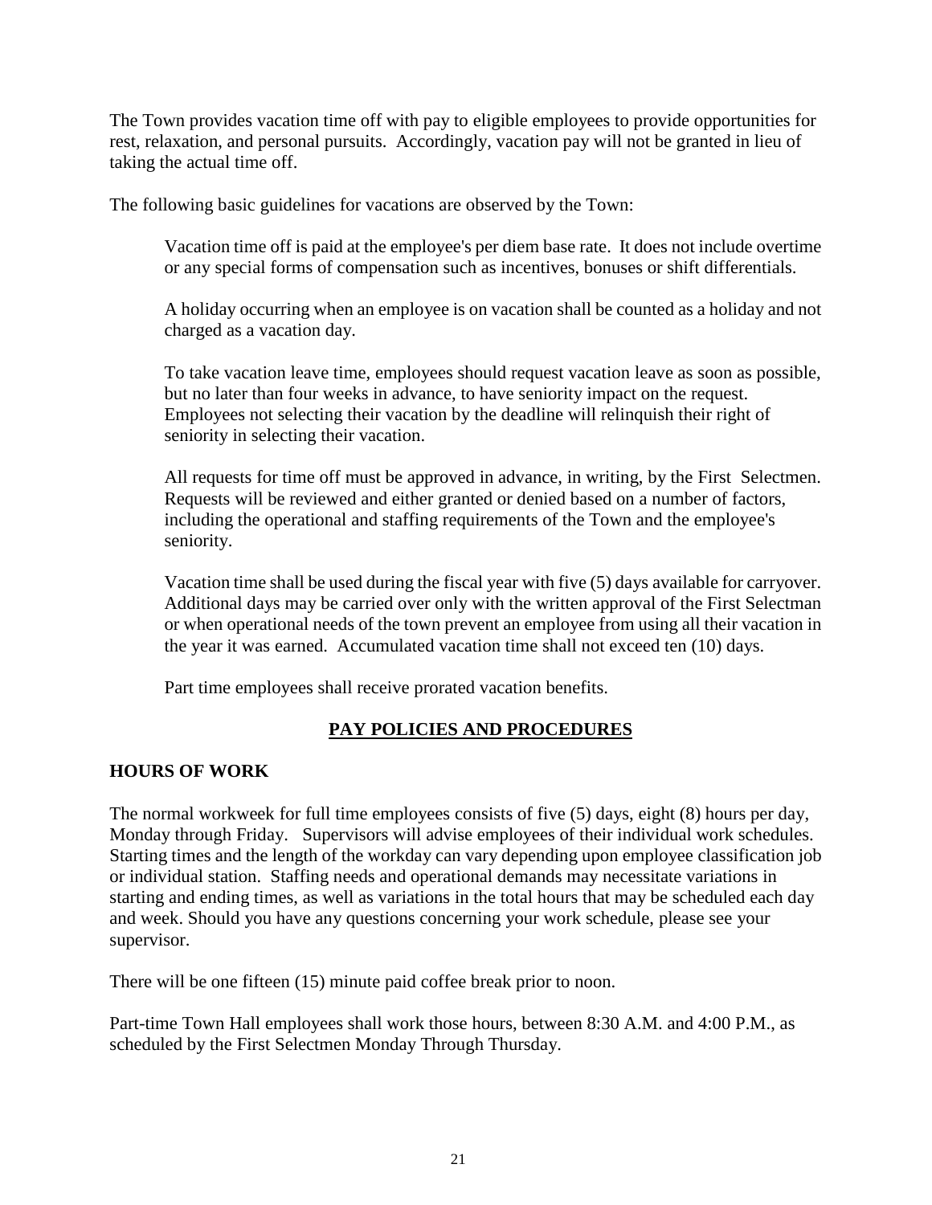The Town provides vacation time off with pay to eligible employees to provide opportunities for rest, relaxation, and personal pursuits. Accordingly, vacation pay will not be granted in lieu of taking the actual time off.

The following basic guidelines for vacations are observed by the Town:

> Vacation time off is paid at the employee's per diem base rate. It does not include overtime or any special forms of compensation such as incentives, bonuses or shift differentials.
>
> A holiday occurring when an employee is on vacation shall be counted as a holiday and not charged as a vacation day.
>
> To take vacation leave time, employees should request vacation leave as soon as possible, but no later than four weeks in advance, to have seniority impact on the request. Employees not selecting their vacation by the deadline will relinquish their right of seniority in selecting their vacation.
>
> All requests for time off must be approved in advance, in writing, by the First Selectmen. Requests will be reviewed and either granted or denied based on a number of factors, including the operational and staffing requirements of the Town and the employee's seniority.
>
> Vacation time shall be used during the fiscal year with five (5) days available for carryover. Additional days may be carried over only with the written approval of the First Selectman or when operational needs of the town prevent an employee from using all their vacation in the year it was earned. Accumulated vacation time shall not exceed ten (10) days.
>
> Part time employees shall receive prorated vacation benefits.

## PAY POLICIES AND PROCEDURES

### HOURS OF WORK

The normal workweek for full time employees consists of five (5) days, eight (8) hours per day, Monday through Friday. Supervisors will advise employees of their individual work schedules. Starting times and the length of the workday can vary depending upon employee classification job or individual station. Staffing needs and operational demands may necessitate variations in starting and ending times, as well as variations in the total hours that may be scheduled each day and week. Should you have any questions concerning your work schedule, please see your supervisor.

There will be one fifteen (15) minute paid coffee break prior to noon.

Part-time Town Hall employees shall work those hours, between 8:30 A.M. and 4:00 P.M., as scheduled by the First Selectmen Monday Through Thursday.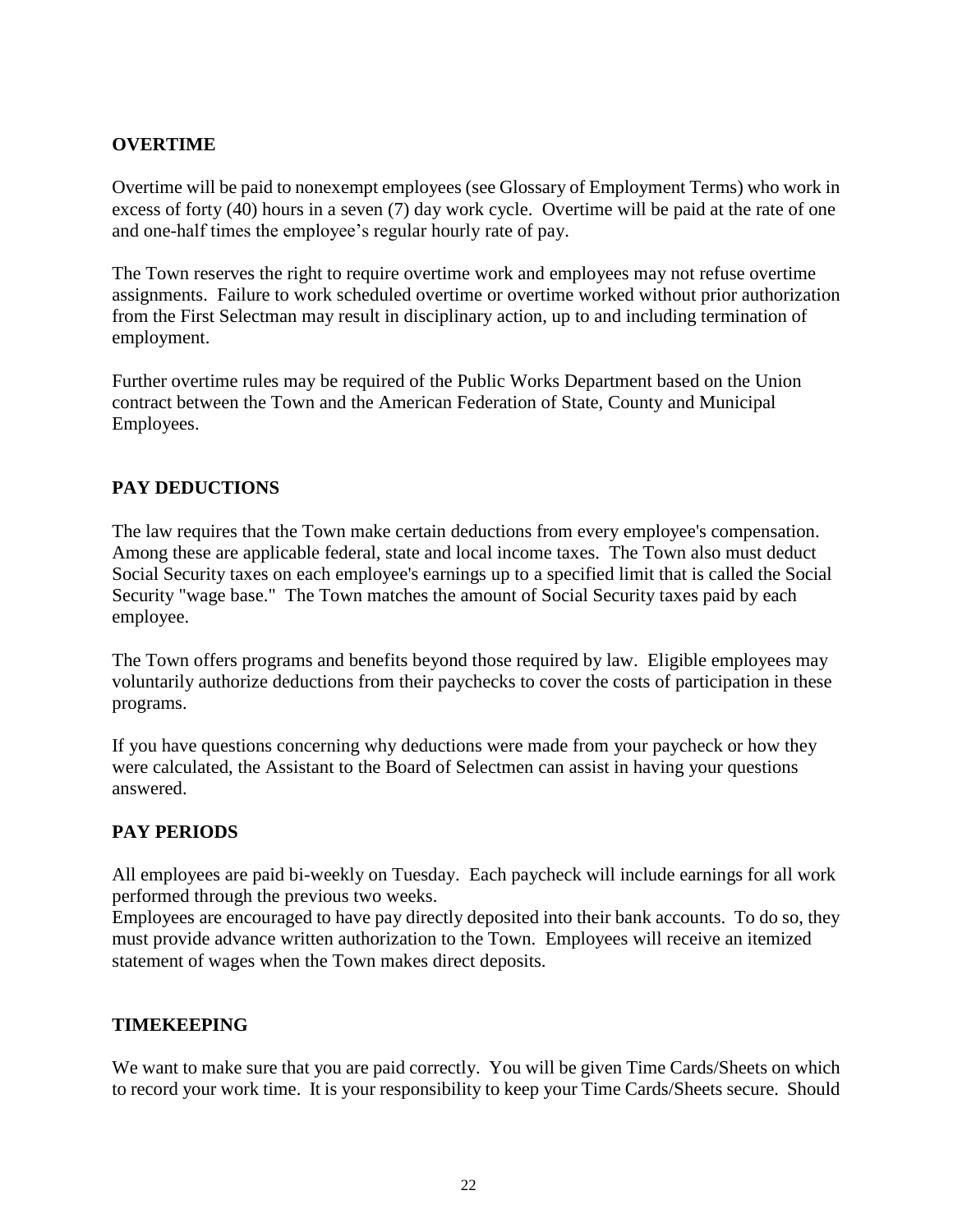## OVERTIME

Overtime will be paid to nonexempt employees (see Glossary of Employment Terms) who work in excess of forty (40) hours in a seven (7) day work cycle. Overtime will be paid at the rate of one and one-half times the employee's regular hourly rate of pay.

The Town reserves the right to require overtime work and employees may not refuse overtime assignments. Failure to work scheduled overtime or overtime worked without prior authorization from the First Selectman may result in disciplinary action, up to and including termination of employment.

Further overtime rules may be required of the Public Works Department based on the Union contract between the Town and the American Federation of State, County and Municipal Employees.

## PAY DEDUCTIONS

The law requires that the Town make certain deductions from every employee's compensation. Among these are applicable federal, state and local income taxes. The Town also must deduct Social Security taxes on each employee's earnings up to a specified limit that is called the Social Security "wage base." The Town matches the amount of Social Security taxes paid by each employee.

The Town offers programs and benefits beyond those required by law. Eligible employees may voluntarily authorize deductions from their paychecks to cover the costs of participation in these programs.

If you have questions concerning why deductions were made from your paycheck or how they were calculated, the Assistant to the Board of Selectmen can assist in having your questions answered.

## PAY PERIODS

All employees are paid bi-weekly on Tuesday. Each paycheck will include earnings for all work performed through the previous two weeks.
Employees are encouraged to have pay directly deposited into their bank accounts. To do so, they must provide advance written authorization to the Town. Employees will receive an itemized statement of wages when the Town makes direct deposits.

## TIMEKEEPING

We want to make sure that you are paid correctly. You will be given Time Cards/Sheets on which to record your work time. It is your responsibility to keep your Time Cards/Sheets secure. Should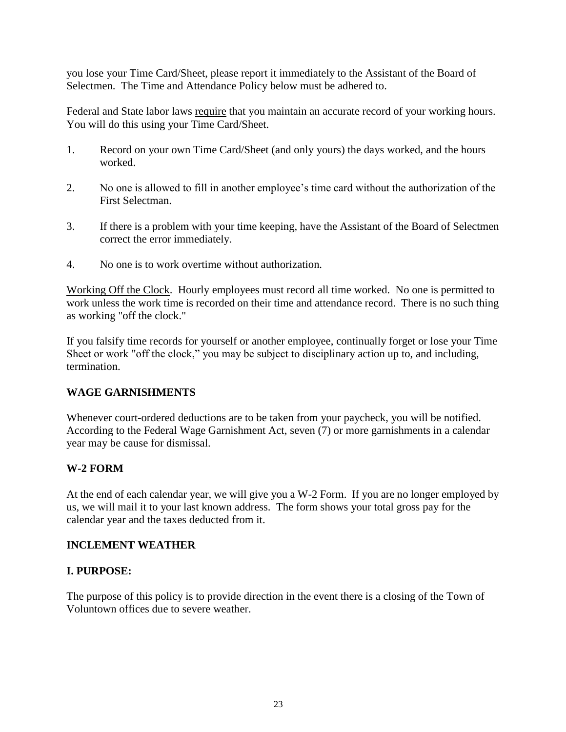you lose your Time Card/Sheet, please report it immediately to the Assistant of the Board of Selectmen. The Time and Attendance Policy below must be adhered to.

Federal and State labor laws require that you maintain an accurate record of your working hours. You will do this using your Time Card/Sheet.

1. Record on your own Time Card/Sheet (and only yours) the days worked, and the hours worked.
2. No one is allowed to fill in another employee's time card without the authorization of the First Selectman.
3. If there is a problem with your time keeping, have the Assistant of the Board of Selectmen correct the error immediately.
4. No one is to work overtime without authorization.

Working Off the Clock. Hourly employees must record all time worked. No one is permitted to work unless the work time is recorded on their time and attendance record. There is no such thing as working "off the clock."

If you falsify time records for yourself or another employee, continually forget or lose your Time Sheet or work "off the clock," you may be subject to disciplinary action up to, and including, termination.

## WAGE GARNISHMENTS

Whenever court-ordered deductions are to be taken from your paycheck, you will be notified. According to the Federal Wage Garnishment Act, seven (7) or more garnishments in a calendar year may be cause for dismissal.

## W-2 FORM

At the end of each calendar year, we will give you a W-2 Form. If you are no longer employed by us, we will mail it to your last known address. The form shows your total gross pay for the calendar year and the taxes deducted from it.

## INCLEMENT WEATHER

### I. PURPOSE:

The purpose of this policy is to provide direction in the event there is a closing of the Town of Voluntown offices due to severe weather.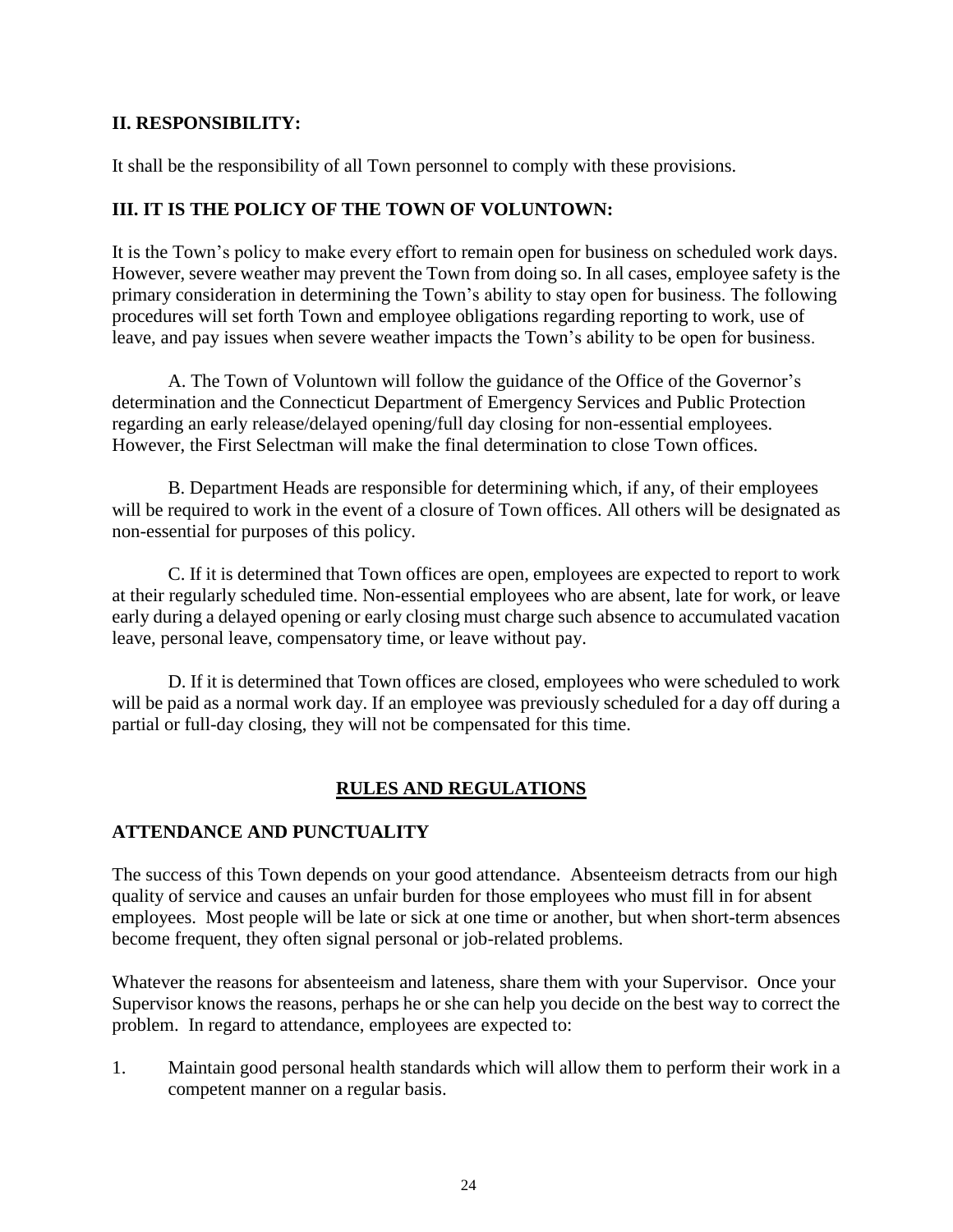### II. RESPONSIBILITY:

It shall be the responsibility of all Town personnel to comply with these provisions.

### III. IT IS THE POLICY OF THE TOWN OF VOLUNTOWN:

It is the Town's policy to make every effort to remain open for business on scheduled work days. However, severe weather may prevent the Town from doing so. In all cases, employee safety is the primary consideration in determining the Town's ability to stay open for business. The following procedures will set forth Town and employee obligations regarding reporting to work, use of leave, and pay issues when severe weather impacts the Town's ability to be open for business.

A. The Town of Voluntown will follow the guidance of the Office of the Governor's determination and the Connecticut Department of Emergency Services and Public Protection regarding an early release/delayed opening/full day closing for non-essential employees. However, the First Selectman will make the final determination to close Town offices.

B. Department Heads are responsible for determining which, if any, of their employees will be required to work in the event of a closure of Town offices. All others will be designated as non-essential for purposes of this policy.

C. If it is determined that Town offices are open, employees are expected to report to work at their regularly scheduled time. Non-essential employees who are absent, late for work, or leave early during a delayed opening or early closing must charge such absence to accumulated vacation leave, personal leave, compensatory time, or leave without pay.

D. If it is determined that Town offices are closed, employees who were scheduled to work will be paid as a normal work day. If an employee was previously scheduled for a day off during a partial or full-day closing, they will not be compensated for this time.

## RULES AND REGULATIONS

### ATTENDANCE AND PUNCTUALITY

The success of this Town depends on your good attendance. Absenteeism detracts from our high quality of service and causes an unfair burden for those employees who must fill in for absent employees. Most people will be late or sick at one time or another, but when short-term absences become frequent, they often signal personal or job-related problems.

Whatever the reasons for absenteeism and lateness, share them with your Supervisor. Once your Supervisor knows the reasons, perhaps he or she can help you decide on the best way to correct the problem. In regard to attendance, employees are expected to:

1. Maintain good personal health standards which will allow them to perform their work in a competent manner on a regular basis.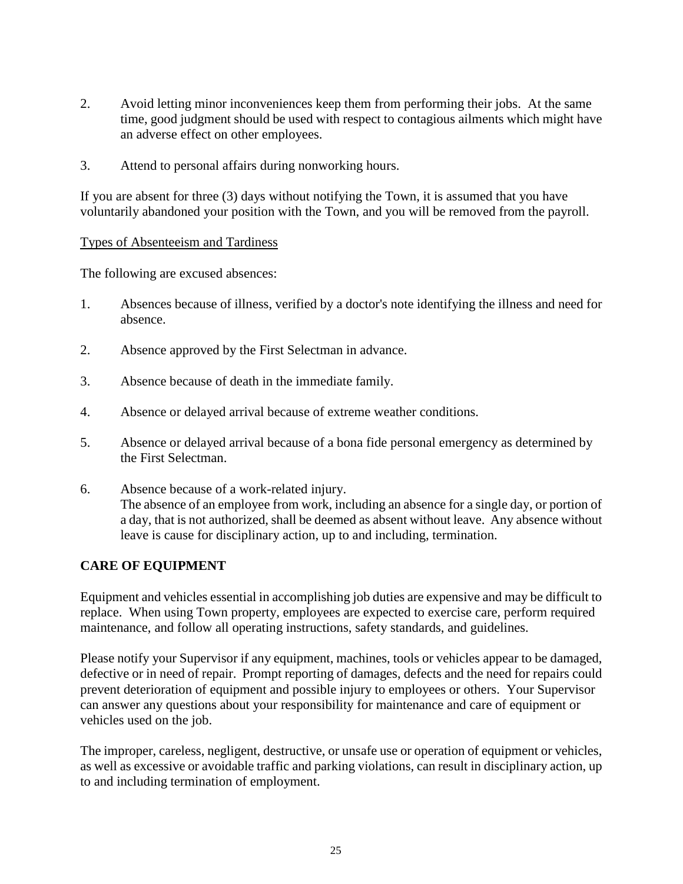2. Avoid letting minor inconveniences keep them from performing their jobs. At the same time, good judgment should be used with respect to contagious ailments which might have an adverse effect on other employees.

3. Attend to personal affairs during nonworking hours.

If you are absent for three (3) days without notifying the Town, it is assumed that you have voluntarily abandoned your position with the Town, and you will be removed from the payroll.

Types of Absenteeism and Tardiness

The following are excused absences:

1. Absences because of illness, verified by a doctor's note identifying the illness and need for absence.

2. Absence approved by the First Selectman in advance.

3. Absence because of death in the immediate family.

4. Absence or delayed arrival because of extreme weather conditions.

5. Absence or delayed arrival because of a bona fide personal emergency as determined by the First Selectman.

6. Absence because of a work-related injury.
   The absence of an employee from work, including an absence for a single day, or portion of a day, that is not authorized, shall be deemed as absent without leave. Any absence without leave is cause for disciplinary action, up to and including, termination.

## CARE OF EQUIPMENT

Equipment and vehicles essential in accomplishing job duties are expensive and may be difficult to replace. When using Town property, employees are expected to exercise care, perform required maintenance, and follow all operating instructions, safety standards, and guidelines.

Please notify your Supervisor if any equipment, machines, tools or vehicles appear to be damaged, defective or in need of repair. Prompt reporting of damages, defects and the need for repairs could prevent deterioration of equipment and possible injury to employees or others. Your Supervisor can answer any questions about your responsibility for maintenance and care of equipment or vehicles used on the job.

The improper, careless, negligent, destructive, or unsafe use or operation of equipment or vehicles, as well as excessive or avoidable traffic and parking violations, can result in disciplinary action, up to and including termination of employment.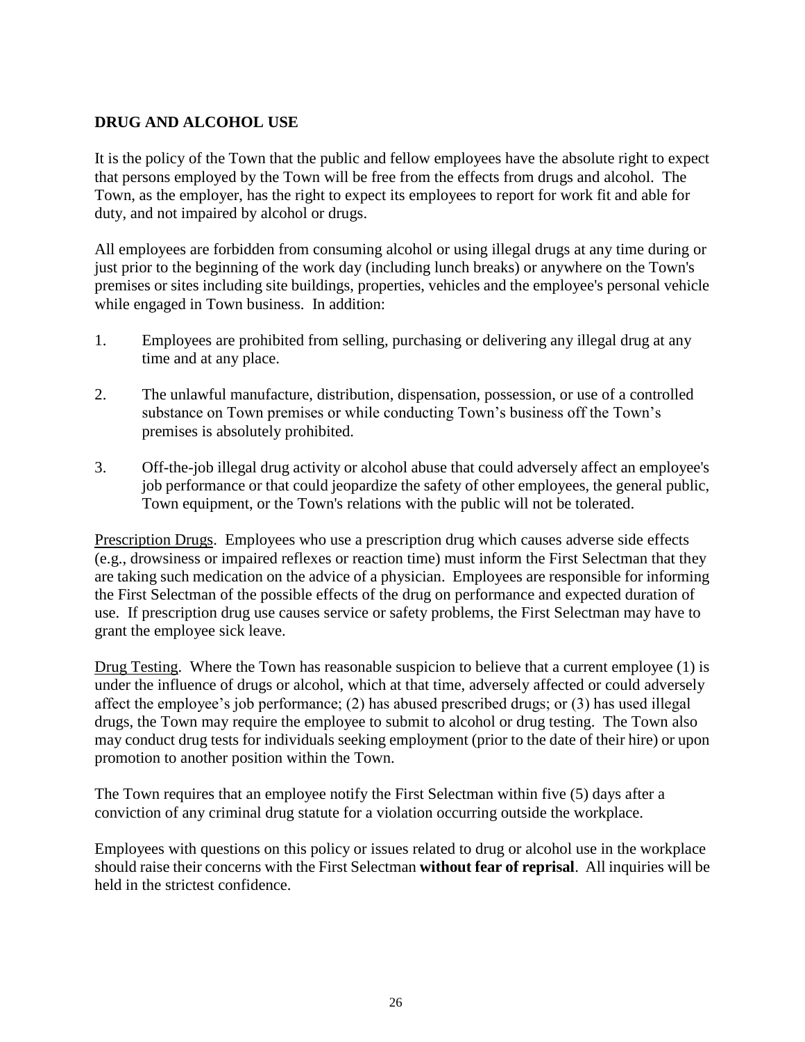## DRUG AND ALCOHOL USE

It is the policy of the Town that the public and fellow employees have the absolute right to expect that persons employed by the Town will be free from the effects from drugs and alcohol. The Town, as the employer, has the right to expect its employees to report for work fit and able for duty, and not impaired by alcohol or drugs.

All employees are forbidden from consuming alcohol or using illegal drugs at any time during or just prior to the beginning of the work day (including lunch breaks) or anywhere on the Town's premises or sites including site buildings, properties, vehicles and the employee's personal vehicle while engaged in Town business. In addition:

1. Employees are prohibited from selling, purchasing or delivering any illegal drug at any time and at any place.
2. The unlawful manufacture, distribution, dispensation, possession, or use of a controlled substance on Town premises or while conducting Town's business off the Town's premises is absolutely prohibited.
3. Off-the-job illegal drug activity or alcohol abuse that could adversely affect an employee's job performance or that could jeopardize the safety of other employees, the general public, Town equipment, or the Town's relations with the public will not be tolerated.

<u>Prescription Drugs</u>. Employees who use a prescription drug which causes adverse side effects (e.g., drowsiness or impaired reflexes or reaction time) must inform the First Selectman that they are taking such medication on the advice of a physician. Employees are responsible for informing the First Selectman of the possible effects of the drug on performance and expected duration of use. If prescription drug use causes service or safety problems, the First Selectman may have to grant the employee sick leave.

<u>Drug Testing</u>. Where the Town has reasonable suspicion to believe that a current employee (1) is under the influence of drugs or alcohol, which at that time, adversely affected or could adversely affect the employee's job performance; (2) has abused prescribed drugs; or (3) has used illegal drugs, the Town may require the employee to submit to alcohol or drug testing. The Town also may conduct drug tests for individuals seeking employment (prior to the date of their hire) or upon promotion to another position within the Town.

The Town requires that an employee notify the First Selectman within five (5) days after a conviction of any criminal drug statute for a violation occurring outside the workplace.

Employees with questions on this policy or issues related to drug or alcohol use in the workplace should raise their concerns with the First Selectman **without fear of reprisal**. All inquiries will be held in the strictest confidence.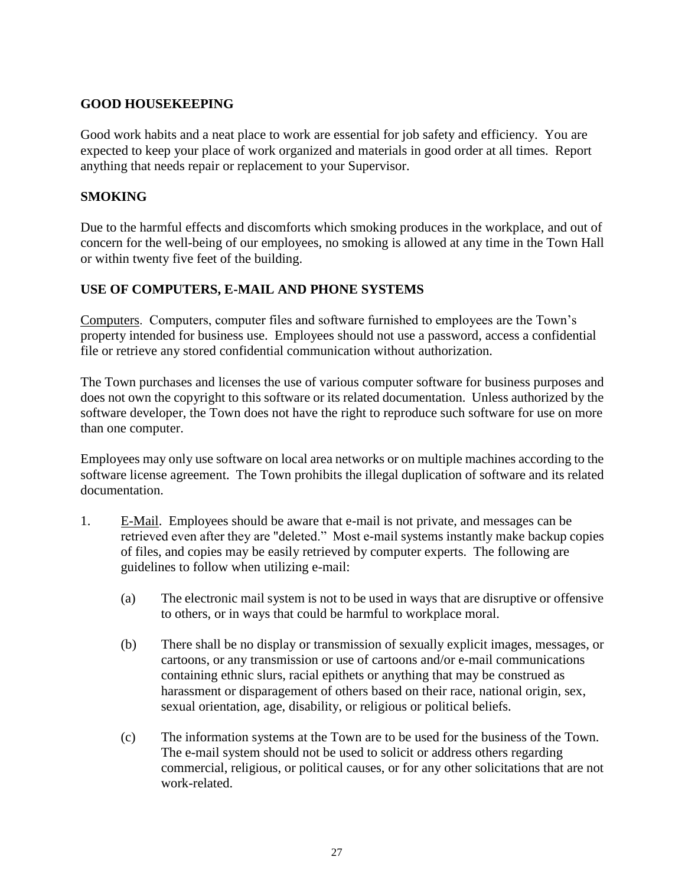## GOOD HOUSEKEEPING

Good work habits and a neat place to work are essential for job safety and efficiency. You are expected to keep your place of work organized and materials in good order at all times. Report anything that needs repair or replacement to your Supervisor.

## SMOKING

Due to the harmful effects and discomforts which smoking produces in the workplace, and out of concern for the well-being of our employees, no smoking is allowed at any time in the Town Hall or within twenty five feet of the building.

## USE OF COMPUTERS, E-MAIL AND PHONE SYSTEMS

Computers. Computers, computer files and software furnished to employees are the Town's property intended for business use. Employees should not use a password, access a confidential file or retrieve any stored confidential communication without authorization.

The Town purchases and licenses the use of various computer software for business purposes and does not own the copyright to this software or its related documentation. Unless authorized by the software developer, the Town does not have the right to reproduce such software for use on more than one computer.

Employees may only use software on local area networks or on multiple machines according to the software license agreement. The Town prohibits the illegal duplication of software and its related documentation.

1. E-Mail. Employees should be aware that e-mail is not private, and messages can be retrieved even after they are "deleted." Most e-mail systems instantly make backup copies of files, and copies may be easily retrieved by computer experts. The following are guidelines to follow when utilizing e-mail:

   (a) The electronic mail system is not to be used in ways that are disruptive or offensive to others, or in ways that could be harmful to workplace moral.

   (b) There shall be no display or transmission of sexually explicit images, messages, or cartoons, or any transmission or use of cartoons and/or e-mail communications containing ethnic slurs, racial epithets or anything that may be construed as harassment or disparagement of others based on their race, national origin, sex, sexual orientation, age, disability, or religious or political beliefs.

   (c) The information systems at the Town are to be used for the business of the Town. The e-mail system should not be used to solicit or address others regarding commercial, religious, or political causes, or for any other solicitations that are not work-related.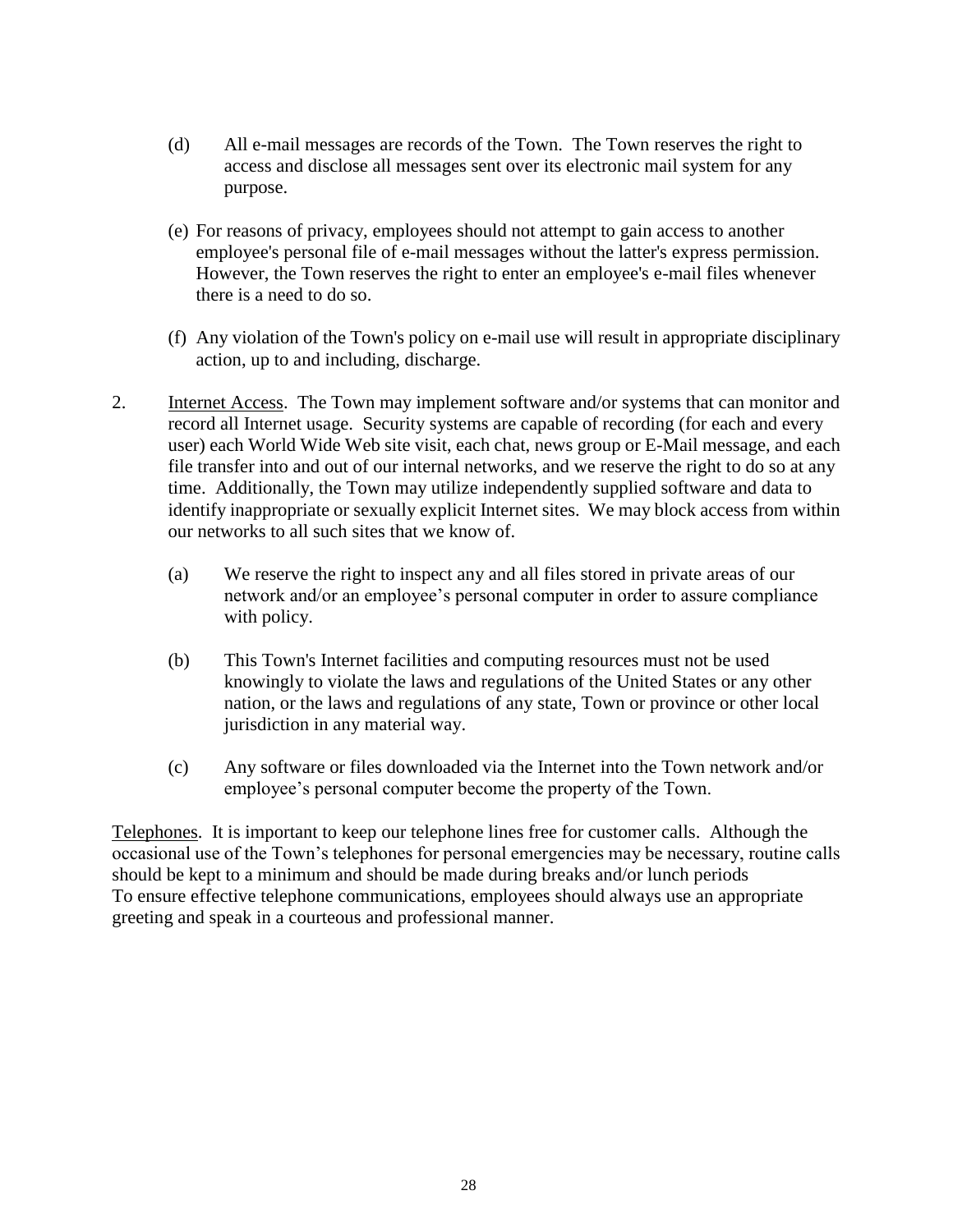(d) All e-mail messages are records of the Town. The Town reserves the right to access and disclose all messages sent over its electronic mail system for any purpose.

(e) For reasons of privacy, employees should not attempt to gain access to another employee's personal file of e-mail messages without the latter's express permission. However, the Town reserves the right to enter an employee's e-mail files whenever there is a need to do so.

(f) Any violation of the Town's policy on e-mail use will result in appropriate disciplinary action, up to and including, discharge.

2. Internet Access. The Town may implement software and/or systems that can monitor and record all Internet usage. Security systems are capable of recording (for each and every user) each World Wide Web site visit, each chat, news group or E-Mail message, and each file transfer into and out of our internal networks, and we reserve the right to do so at any time. Additionally, the Town may utilize independently supplied software and data to identify inappropriate or sexually explicit Internet sites. We may block access from within our networks to all such sites that we know of.

   (a) We reserve the right to inspect any and all files stored in private areas of our network and/or an employee's personal computer in order to assure compliance with policy.

   (b) This Town's Internet facilities and computing resources must not be used knowingly to violate the laws and regulations of the United States or any other nation, or the laws and regulations of any state, Town or province or other local jurisdiction in any material way.

   (c) Any software or files downloaded via the Internet into the Town network and/or employee's personal computer become the property of the Town.

Telephones. It is important to keep our telephone lines free for customer calls. Although the occasional use of the Town's telephones for personal emergencies may be necessary, routine calls should be kept to a minimum and should be made during breaks and/or lunch periods
To ensure effective telephone communications, employees should always use an appropriate greeting and speak in a courteous and professional manner.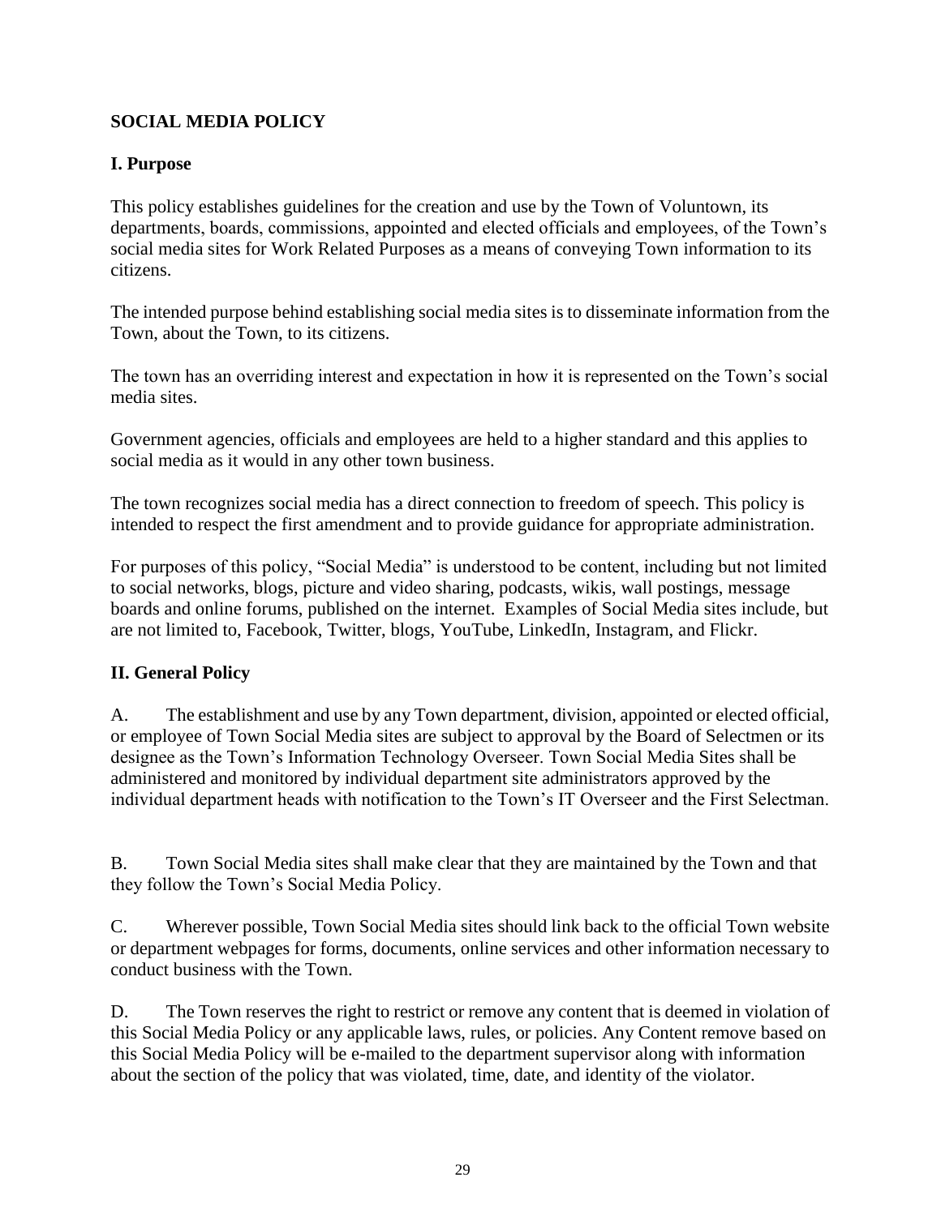## SOCIAL MEDIA POLICY

### I. Purpose

This policy establishes guidelines for the creation and use by the Town of Voluntown, its departments, boards, commissions, appointed and elected officials and employees, of the Town's social media sites for Work Related Purposes as a means of conveying Town information to its citizens.

The intended purpose behind establishing social media sites is to disseminate information from the Town, about the Town, to its citizens.

The town has an overriding interest and expectation in how it is represented on the Town's social media sites.

Government agencies, officials and employees are held to a higher standard and this applies to social media as it would in any other town business.

The town recognizes social media has a direct connection to freedom of speech. This policy is intended to respect the first amendment and to provide guidance for appropriate administration.

For purposes of this policy, "Social Media" is understood to be content, including but not limited to social networks, blogs, picture and video sharing, podcasts, wikis, wall postings, message boards and online forums, published on the internet. Examples of Social Media sites include, but are not limited to, Facebook, Twitter, blogs, YouTube, LinkedIn, Instagram, and Flickr.

### II. General Policy

A. The establishment and use by any Town department, division, appointed or elected official, or employee of Town Social Media sites are subject to approval by the Board of Selectmen or its designee as the Town's Information Technology Overseer. Town Social Media Sites shall be administered and monitored by individual department site administrators approved by the individual department heads with notification to the Town's IT Overseer and the First Selectman.

B. Town Social Media sites shall make clear that they are maintained by the Town and that they follow the Town's Social Media Policy.

C. Wherever possible, Town Social Media sites should link back to the official Town website or department webpages for forms, documents, online services and other information necessary to conduct business with the Town.

D. The Town reserves the right to restrict or remove any content that is deemed in violation of this Social Media Policy or any applicable laws, rules, or policies. Any Content remove based on this Social Media Policy will be e-mailed to the department supervisor along with information about the section of the policy that was violated, time, date, and identity of the violator.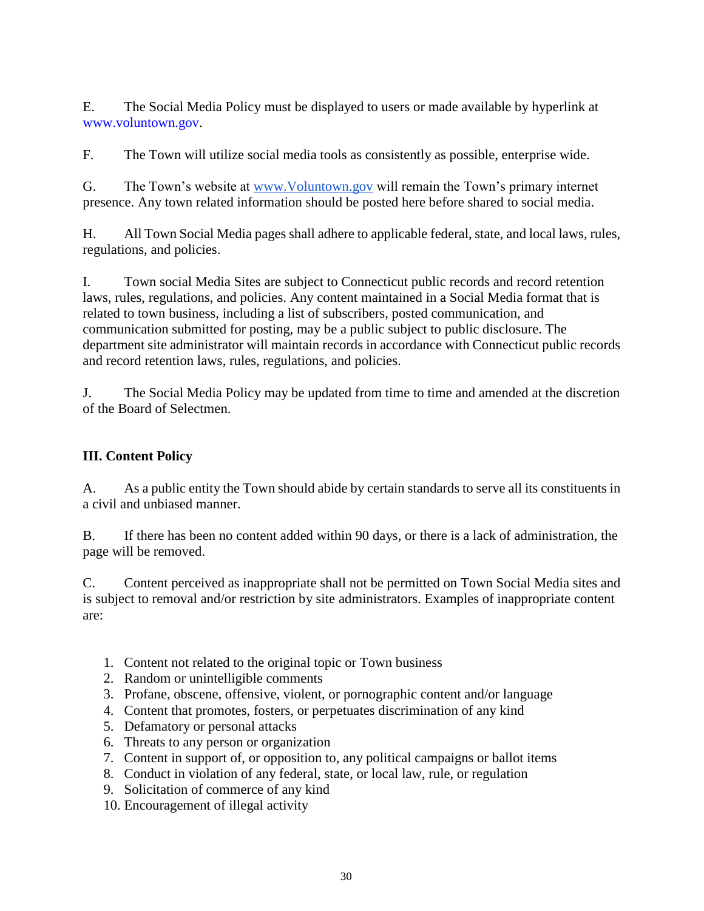E. The Social Media Policy must be displayed to users or made available by hyperlink at www.voluntown.gov.

F. The Town will utilize social media tools as consistently as possible, enterprise wide.

G. The Town's website at www.Voluntown.gov will remain the Town's primary internet presence. Any town related information should be posted here before shared to social media.

H. All Town Social Media pages shall adhere to applicable federal, state, and local laws, rules, regulations, and policies.

I. Town social Media Sites are subject to Connecticut public records and record retention laws, rules, regulations, and policies. Any content maintained in a Social Media format that is related to town business, including a list of subscribers, posted communication, and communication submitted for posting, may be a public subject to public disclosure. The department site administrator will maintain records in accordance with Connecticut public records and record retention laws, rules, regulations, and policies.

J. The Social Media Policy may be updated from time to time and amended at the discretion of the Board of Selectmen.

**III. Content Policy**

A. As a public entity the Town should abide by certain standards to serve all its constituents in a civil and unbiased manner.

B. If there has been no content added within 90 days, or there is a lack of administration, the page will be removed.

C. Content perceived as inappropriate shall not be permitted on Town Social Media sites and is subject to removal and/or restriction by site administrators. Examples of inappropriate content are:

1. Content not related to the original topic or Town business
2. Random or unintelligible comments
3. Profane, obscene, offensive, violent, or pornographic content and/or language
4. Content that promotes, fosters, or perpetuates discrimination of any kind
5. Defamatory or personal attacks
6. Threats to any person or organization
7. Content in support of, or opposition to, any political campaigns or ballot items
8. Conduct in violation of any federal, state, or local law, rule, or regulation
9. Solicitation of commerce of any kind
10. Encouragement of illegal activity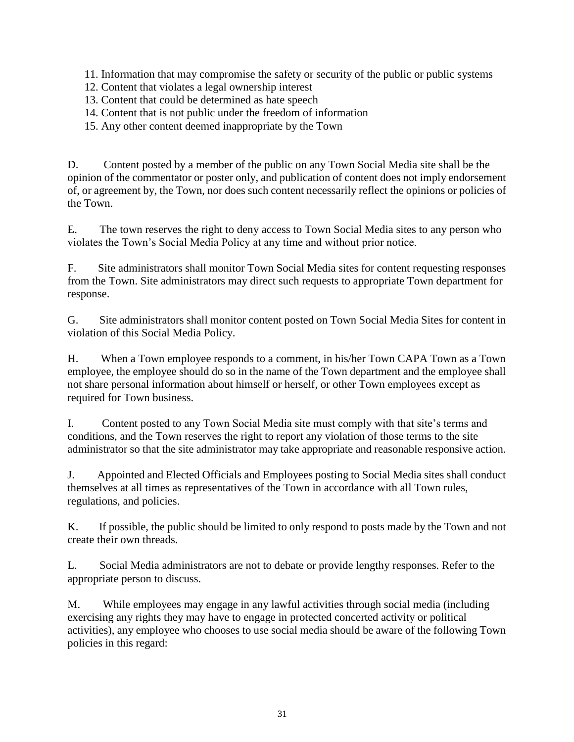11. Information that may compromise the safety or security of the public or public systems
12. Content that violates a legal ownership interest
13. Content that could be determined as hate speech
14. Content that is not public under the freedom of information
15. Any other content deemed inappropriate by the Town

D. Content posted by a member of the public on any Town Social Media site shall be the opinion of the commentator or poster only, and publication of content does not imply endorsement of, or agreement by, the Town, nor does such content necessarily reflect the opinions or policies of the Town.

E. The town reserves the right to deny access to Town Social Media sites to any person who violates the Town's Social Media Policy at any time and without prior notice.

F. Site administrators shall monitor Town Social Media sites for content requesting responses from the Town. Site administrators may direct such requests to appropriate Town department for response.

G. Site administrators shall monitor content posted on Town Social Media Sites for content in violation of this Social Media Policy.

H. When a Town employee responds to a comment, in his/her Town CAPA Town as a Town employee, the employee should do so in the name of the Town department and the employee shall not share personal information about himself or herself, or other Town employees except as required for Town business.

I. Content posted to any Town Social Media site must comply with that site's terms and conditions, and the Town reserves the right to report any violation of those terms to the site administrator so that the site administrator may take appropriate and reasonable responsive action.

J. Appointed and Elected Officials and Employees posting to Social Media sites shall conduct themselves at all times as representatives of the Town in accordance with all Town rules, regulations, and policies.

K. If possible, the public should be limited to only respond to posts made by the Town and not create their own threads.

L. Social Media administrators are not to debate or provide lengthy responses. Refer to the appropriate person to discuss.

M. While employees may engage in any lawful activities through social media (including exercising any rights they may have to engage in protected concerted activity or political activities), any employee who chooses to use social media should be aware of the following Town policies in this regard: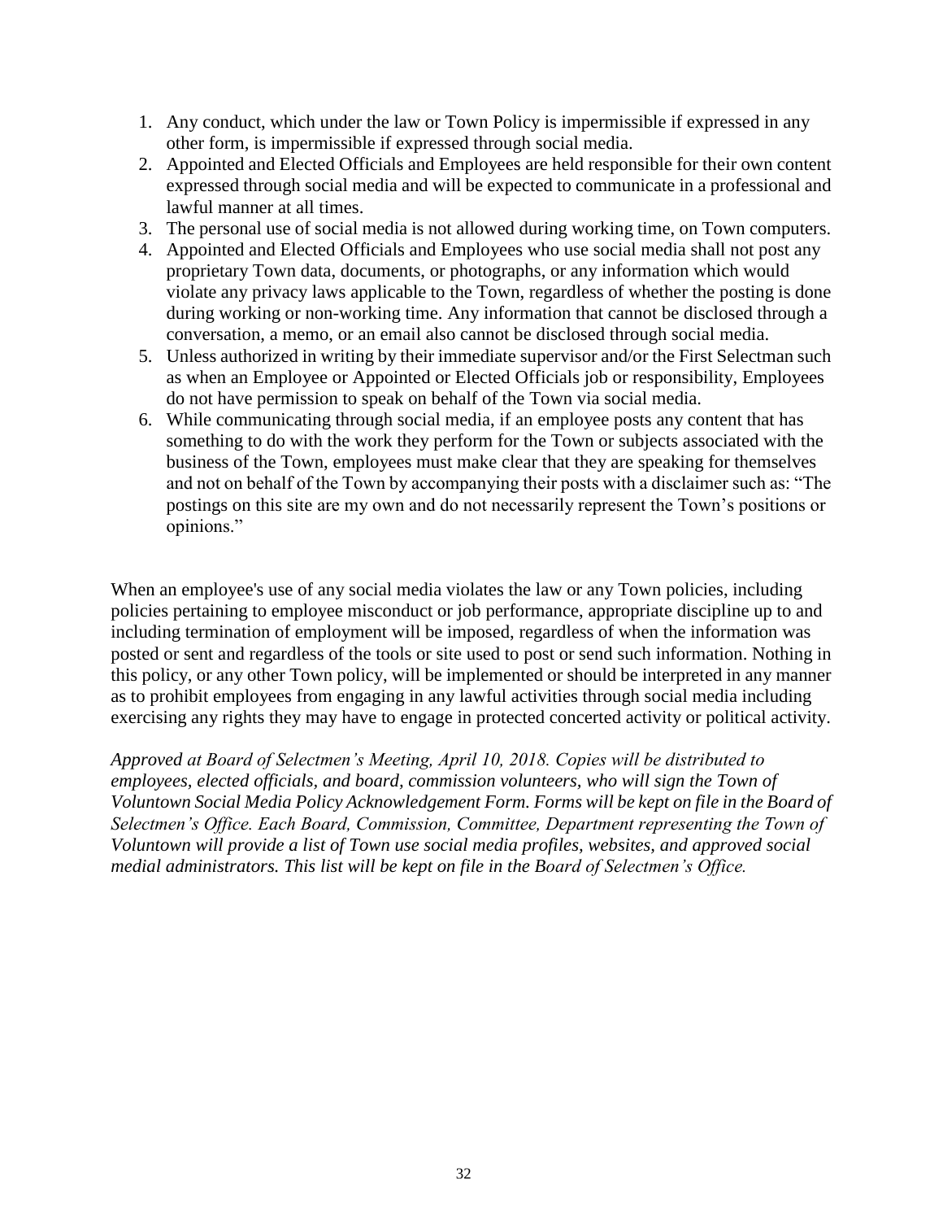1. Any conduct, which under the law or Town Policy is impermissible if expressed in any other form, is impermissible if expressed through social media.
2. Appointed and Elected Officials and Employees are held responsible for their own content expressed through social media and will be expected to communicate in a professional and lawful manner at all times.
3. The personal use of social media is not allowed during working time, on Town computers.
4. Appointed and Elected Officials and Employees who use social media shall not post any proprietary Town data, documents, or photographs, or any information which would violate any privacy laws applicable to the Town, regardless of whether the posting is done during working or non-working time. Any information that cannot be disclosed through a conversation, a memo, or an email also cannot be disclosed through social media.
5. Unless authorized in writing by their immediate supervisor and/or the First Selectman such as when an Employee or Appointed or Elected Officials job or responsibility, Employees do not have permission to speak on behalf of the Town via social media.
6. While communicating through social media, if an employee posts any content that has something to do with the work they perform for the Town or subjects associated with the business of the Town, employees must make clear that they are speaking for themselves and not on behalf of the Town by accompanying their posts with a disclaimer such as: "The postings on this site are my own and do not necessarily represent the Town's positions or opinions."

When an employee's use of any social media violates the law or any Town policies, including policies pertaining to employee misconduct or job performance, appropriate discipline up to and including termination of employment will be imposed, regardless of when the information was posted or sent and regardless of the tools or site used to post or send such information. Nothing in this policy, or any other Town policy, will be implemented or should be interpreted in any manner as to prohibit employees from engaging in any lawful activities through social media including exercising any rights they may have to engage in protected concerted activity or political activity.

*Approved at Board of Selectmen's Meeting, April 10, 2018. Copies will be distributed to employees, elected officials, and board, commission volunteers, who will sign the Town of Voluntown Social Media Policy Acknowledgement Form. Forms will be kept on file in the Board of Selectmen's Office. Each Board, Commission, Committee, Department representing the Town of Voluntown will provide a list of Town use social media profiles, websites, and approved social medial administrators. This list will be kept on file in the Board of Selectmen's Office.*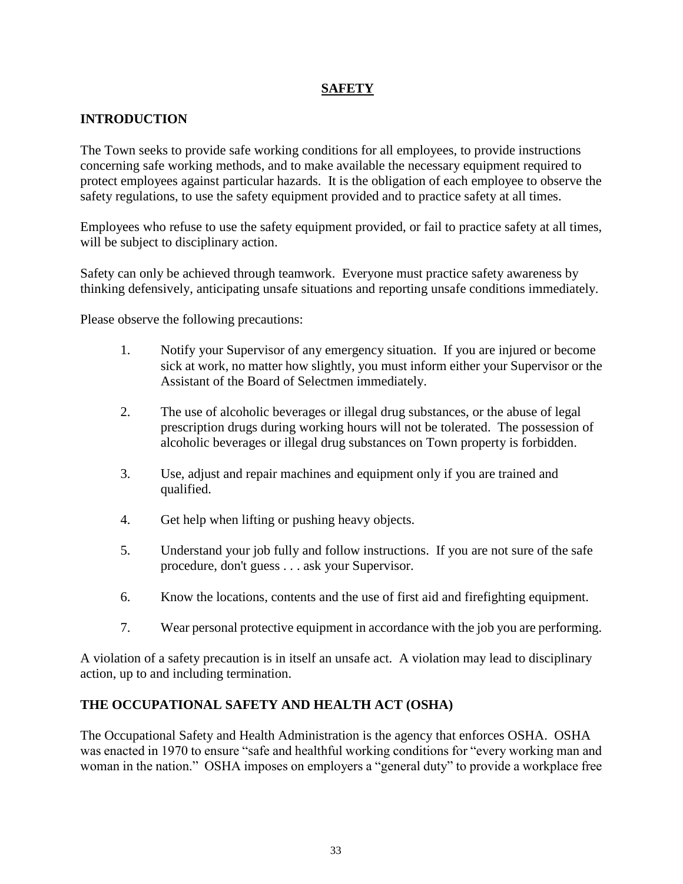# SAFETY

## INTRODUCTION

The Town seeks to provide safe working conditions for all employees, to provide instructions concerning safe working methods, and to make available the necessary equipment required to protect employees against particular hazards. It is the obligation of each employee to observe the safety regulations, to use the safety equipment provided and to practice safety at all times.

Employees who refuse to use the safety equipment provided, or fail to practice safety at all times, will be subject to disciplinary action.

Safety can only be achieved through teamwork. Everyone must practice safety awareness by thinking defensively, anticipating unsafe situations and reporting unsafe conditions immediately.

Please observe the following precautions:

1. Notify your Supervisor of any emergency situation. If you are injured or become sick at work, no matter how slightly, you must inform either your Supervisor or the Assistant of the Board of Selectmen immediately.

2. The use of alcoholic beverages or illegal drug substances, or the abuse of legal prescription drugs during working hours will not be tolerated. The possession of alcoholic beverages or illegal drug substances on Town property is forbidden.

3. Use, adjust and repair machines and equipment only if you are trained and qualified.

4. Get help when lifting or pushing heavy objects.

5. Understand your job fully and follow instructions. If you are not sure of the safe procedure, don't guess . . . ask your Supervisor.

6. Know the locations, contents and the use of first aid and firefighting equipment.

7. Wear personal protective equipment in accordance with the job you are performing.

A violation of a safety precaution is in itself an unsafe act. A violation may lead to disciplinary action, up to and including termination.

## THE OCCUPATIONAL SAFETY AND HEALTH ACT (OSHA)

The Occupational Safety and Health Administration is the agency that enforces OSHA. OSHA was enacted in 1970 to ensure "safe and healthful working conditions for "every working man and woman in the nation." OSHA imposes on employers a "general duty" to provide a workplace free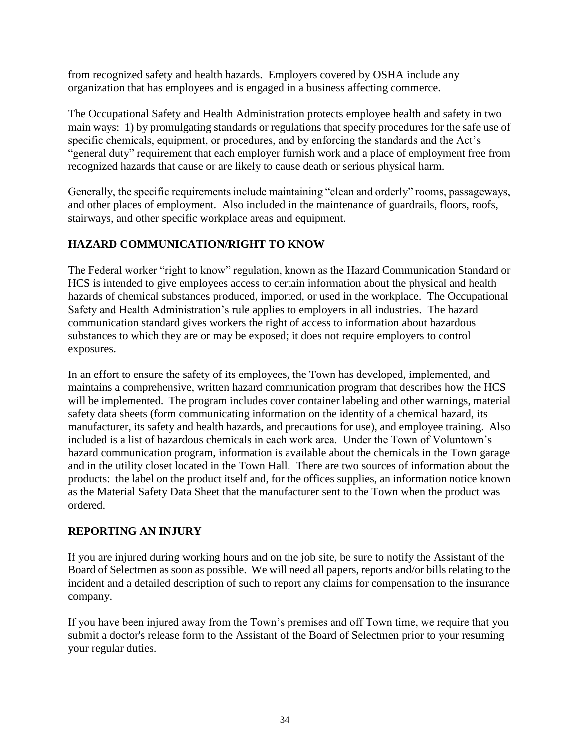from recognized safety and health hazards. Employers covered by OSHA include any organization that has employees and is engaged in a business affecting commerce.

The Occupational Safety and Health Administration protects employee health and safety in two main ways: 1) by promulgating standards or regulations that specify procedures for the safe use of specific chemicals, equipment, or procedures, and by enforcing the standards and the Act's "general duty" requirement that each employer furnish work and a place of employment free from recognized hazards that cause or are likely to cause death or serious physical harm.

Generally, the specific requirements include maintaining "clean and orderly" rooms, passageways, and other places of employment. Also included in the maintenance of guardrails, floors, roofs, stairways, and other specific workplace areas and equipment.

## HAZARD COMMUNICATION/RIGHT TO KNOW

The Federal worker "right to know" regulation, known as the Hazard Communication Standard or HCS is intended to give employees access to certain information about the physical and health hazards of chemical substances produced, imported, or used in the workplace. The Occupational Safety and Health Administration's rule applies to employers in all industries. The hazard communication standard gives workers the right of access to information about hazardous substances to which they are or may be exposed; it does not require employers to control exposures.

In an effort to ensure the safety of its employees, the Town has developed, implemented, and maintains a comprehensive, written hazard communication program that describes how the HCS will be implemented. The program includes cover container labeling and other warnings, material safety data sheets (form communicating information on the identity of a chemical hazard, its manufacturer, its safety and health hazards, and precautions for use), and employee training. Also included is a list of hazardous chemicals in each work area. Under the Town of Voluntown's hazard communication program, information is available about the chemicals in the Town garage and in the utility closet located in the Town Hall. There are two sources of information about the products: the label on the product itself and, for the offices supplies, an information notice known as the Material Safety Data Sheet that the manufacturer sent to the Town when the product was ordered.

## REPORTING AN INJURY

If you are injured during working hours and on the job site, be sure to notify the Assistant of the Board of Selectmen as soon as possible. We will need all papers, reports and/or bills relating to the incident and a detailed description of such to report any claims for compensation to the insurance company.

If you have been injured away from the Town's premises and off Town time, we require that you submit a doctor's release form to the Assistant of the Board of Selectmen prior to your resuming your regular duties.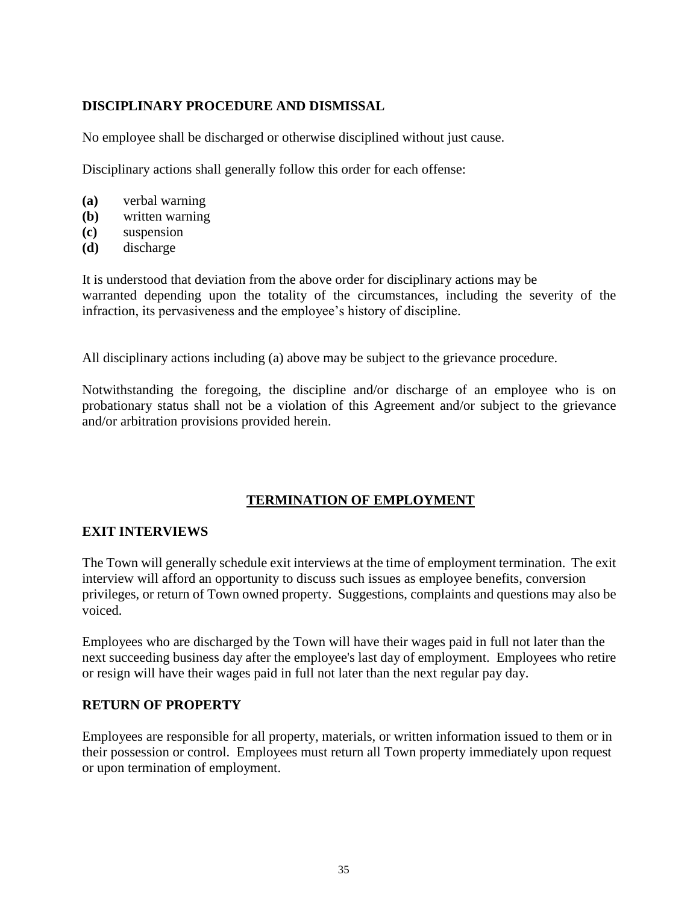## DISCIPLINARY PROCEDURE AND DISMISSAL

No employee shall be discharged or otherwise disciplined without just cause.

Disciplinary actions shall generally follow this order for each offense:

- **(a)** verbal warning
- **(b)** written warning
- **(c)** suspension
- **(d)** discharge

It is understood that deviation from the above order for disciplinary actions may be warranted depending upon the totality of the circumstances, including the severity of the infraction, its pervasiveness and the employee's history of discipline.

All disciplinary actions including (a) above may be subject to the grievance procedure.

Notwithstanding the foregoing, the discipline and/or discharge of an employee who is on probationary status shall not be a violation of this Agreement and/or subject to the grievance and/or arbitration provisions provided herein.

# TERMINATION OF EMPLOYMENT

## EXIT INTERVIEWS

The Town will generally schedule exit interviews at the time of employment termination. The exit interview will afford an opportunity to discuss such issues as employee benefits, conversion privileges, or return of Town owned property. Suggestions, complaints and questions may also be voiced.

Employees who are discharged by the Town will have their wages paid in full not later than the next succeeding business day after the employee's last day of employment. Employees who retire or resign will have their wages paid in full not later than the next regular pay day.

## RETURN OF PROPERTY

Employees are responsible for all property, materials, or written information issued to them or in their possession or control. Employees must return all Town property immediately upon request or upon termination of employment.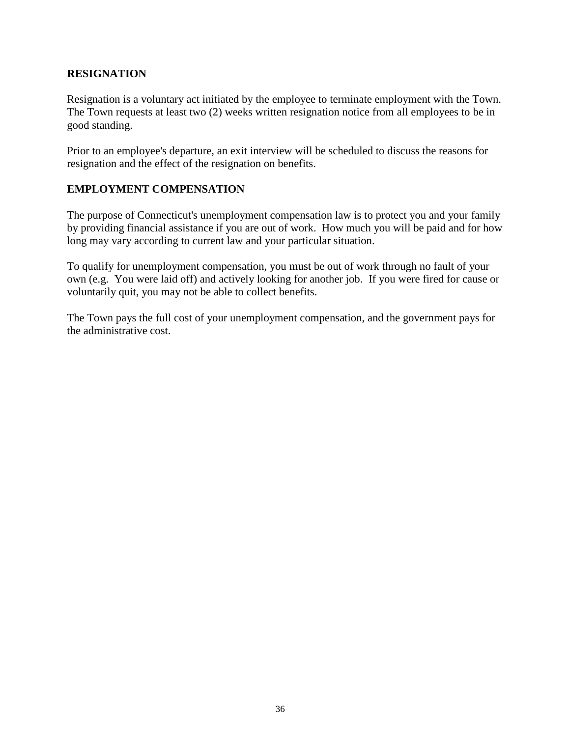## RESIGNATION

Resignation is a voluntary act initiated by the employee to terminate employment with the Town. The Town requests at least two (2) weeks written resignation notice from all employees to be in good standing.

Prior to an employee's departure, an exit interview will be scheduled to discuss the reasons for resignation and the effect of the resignation on benefits.

## EMPLOYMENT COMPENSATION

The purpose of Connecticut's unemployment compensation law is to protect you and your family by providing financial assistance if you are out of work. How much you will be paid and for how long may vary according to current law and your particular situation.

To qualify for unemployment compensation, you must be out of work through no fault of your own (e.g. You were laid off) and actively looking for another job. If you were fired for cause or voluntarily quit, you may not be able to collect benefits.

The Town pays the full cost of your unemployment compensation, and the government pays for the administrative cost.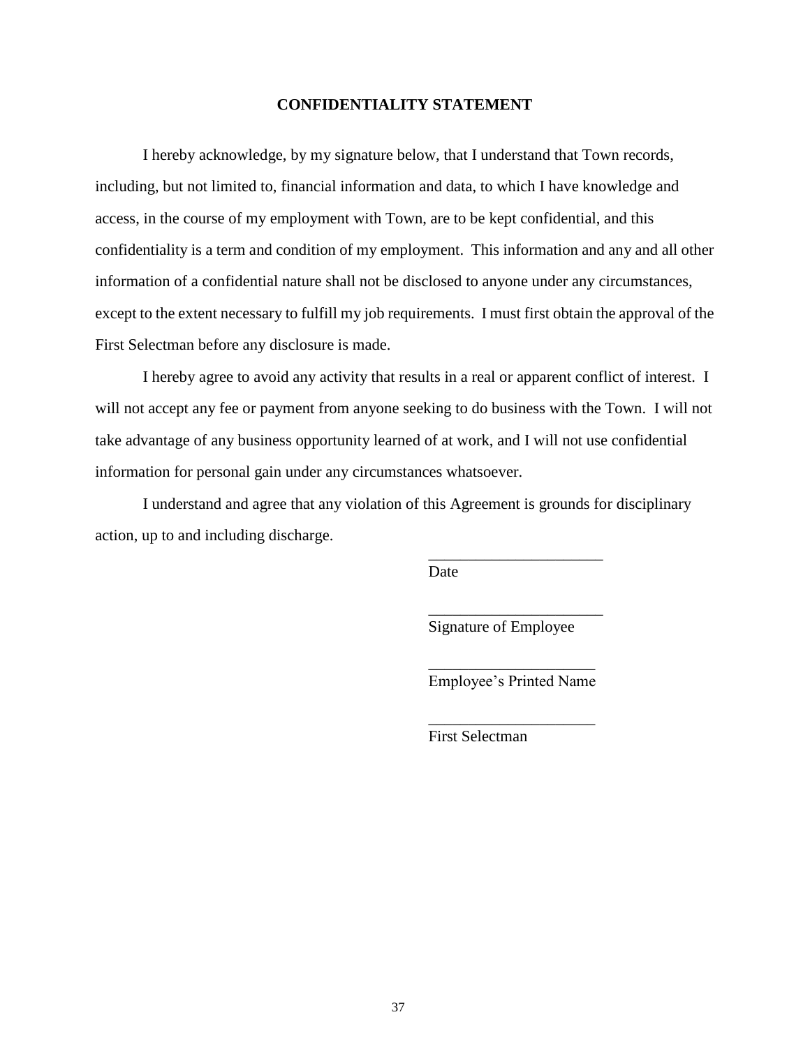## CONFIDENTIALITY STATEMENT

I hereby acknowledge, by my signature below, that I understand that Town records, including, but not limited to, financial information and data, to which I have knowledge and access, in the course of my employment with Town, are to be kept confidential, and this confidentiality is a term and condition of my employment. This information and any and all other information of a confidential nature shall not be disclosed to anyone under any circumstances, except to the extent necessary to fulfill my job requirements. I must first obtain the approval of the First Selectman before any disclosure is made.

I hereby agree to avoid any activity that results in a real or apparent conflict of interest. I will not accept any fee or payment from anyone seeking to do business with the Town. I will not take advantage of any business opportunity learned of at work, and I will not use confidential information for personal gain under any circumstances whatsoever.

I understand and agree that any violation of this Agreement is grounds for disciplinary action, up to and including discharge.

______________________
Date

______________________
Signature of Employee

_____________________
Employee's Printed Name

_____________________
First Selectman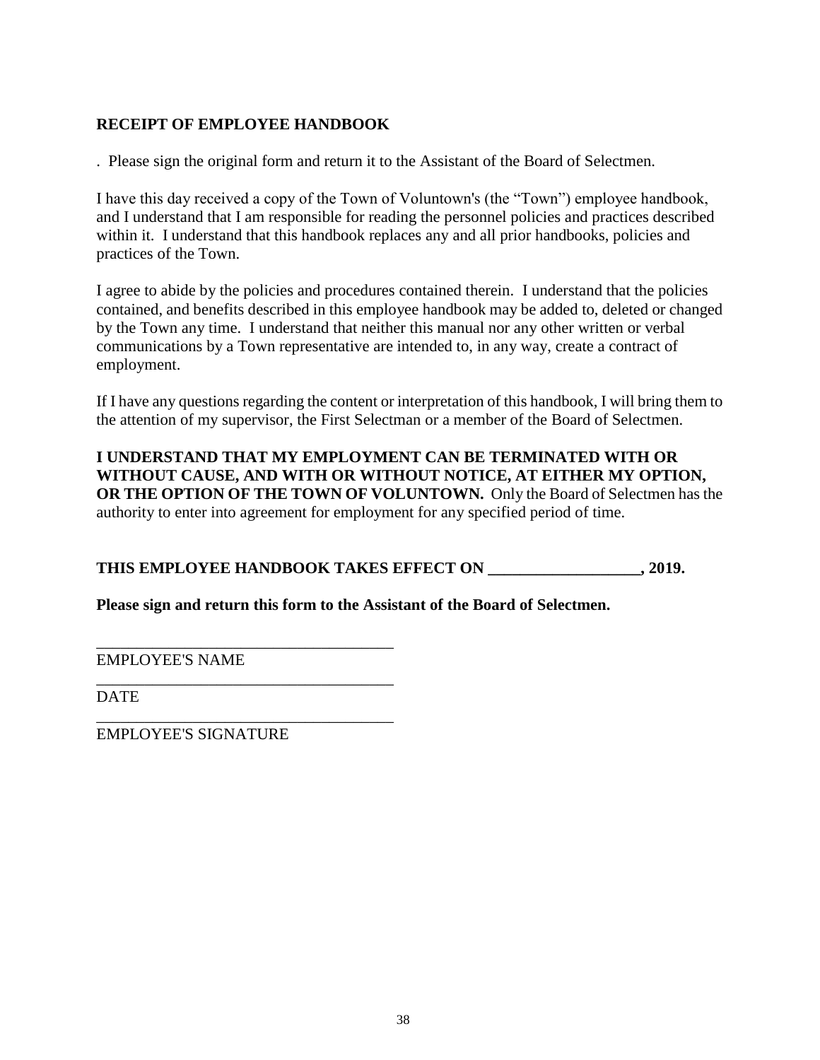**RECEIPT OF EMPLOYEE HANDBOOK**

. Please sign the original form and return it to the Assistant of the Board of Selectmen.

I have this day received a copy of the Town of Voluntown's (the "Town") employee handbook, and I understand that I am responsible for reading the personnel policies and practices described within it. I understand that this handbook replaces any and all prior handbooks, policies and practices of the Town.

I agree to abide by the policies and procedures contained therein. I understand that the policies contained, and benefits described in this employee handbook may be added to, deleted or changed by the Town any time. I understand that neither this manual nor any other written or verbal communications by a Town representative are intended to, in any way, create a contract of employment.

If I have any questions regarding the content or interpretation of this handbook, I will bring them to the attention of my supervisor, the First Selectman or a member of the Board of Selectmen.

**I UNDERSTAND THAT MY EMPLOYMENT CAN BE TERMINATED WITH OR WITHOUT CAUSE, AND WITH OR WITHOUT NOTICE, AT EITHER MY OPTION, OR THE OPTION OF THE TOWN OF VOLUNTOWN.** Only the Board of Selectmen has the authority to enter into agreement for employment for any specified period of time.

**THIS EMPLOYEE HANDBOOK TAKES EFFECT ON ___________________, 2019.**

**Please sign and return this form to the Assistant of the Board of Selectmen.**

_____________________________________
EMPLOYEE'S NAME

_____________________________________
DATE

_____________________________________
EMPLOYEE'S SIGNATURE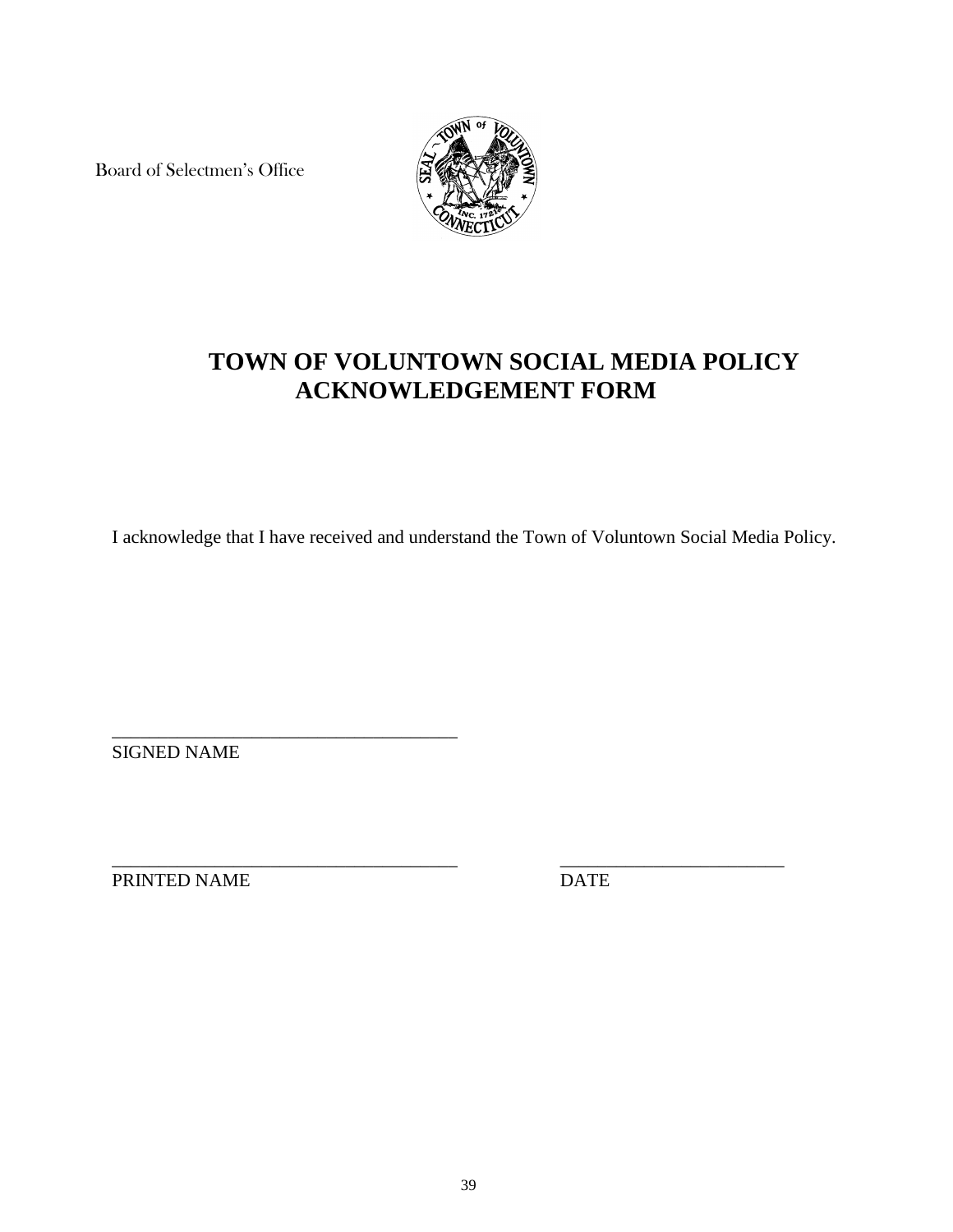Board of Selectmen's Office

# TOWN OF VOLUNTOWN SOCIAL MEDIA POLICY ACKNOWLEDGEMENT FORM

I acknowledge that I have received and understand the Town of Voluntown Social Media Policy.

\_\_\_\_\_\_\_\_\_\_\_\_\_\_\_\_\_\_\_\_\_\_\_\_\_\_\_\_\_\_\_\_\_\_\_\_\_\_\_

SIGNED NAME

\_\_\_\_\_\_\_\_\_\_\_\_\_\_\_\_\_\_\_\_\_\_\_\_\_\_\_\_\_\_\_\_\_\_\_\_\_\_\_ \_\_\_\_\_\_\_\_\_\_\_\_\_\_\_\_\_\_\_\_\_\_\_\_\_\_\_

PRINTED NAME DATE